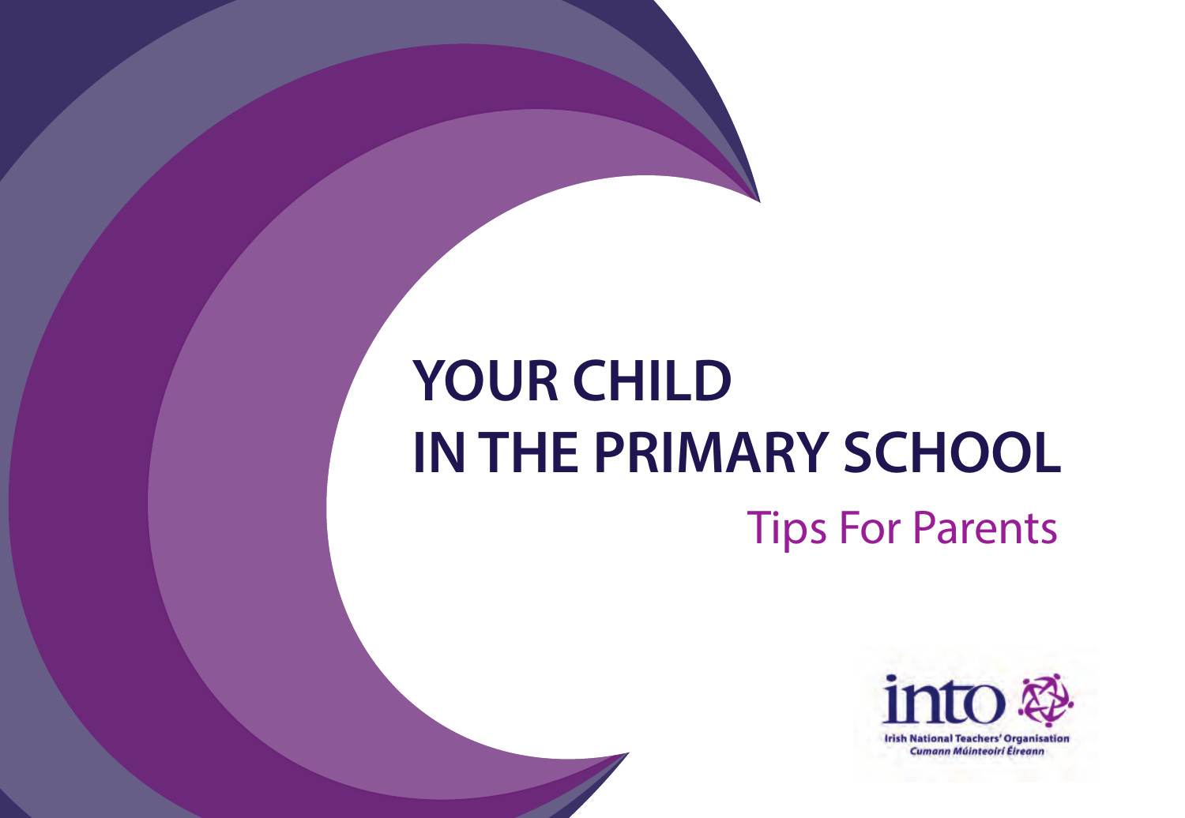# YOUR CHILD IN THE PRIMARY SCHOOL

## Tips For Parents

into

Irish National Teachers' Organisation

*Cumann Múinteoirí Éireann*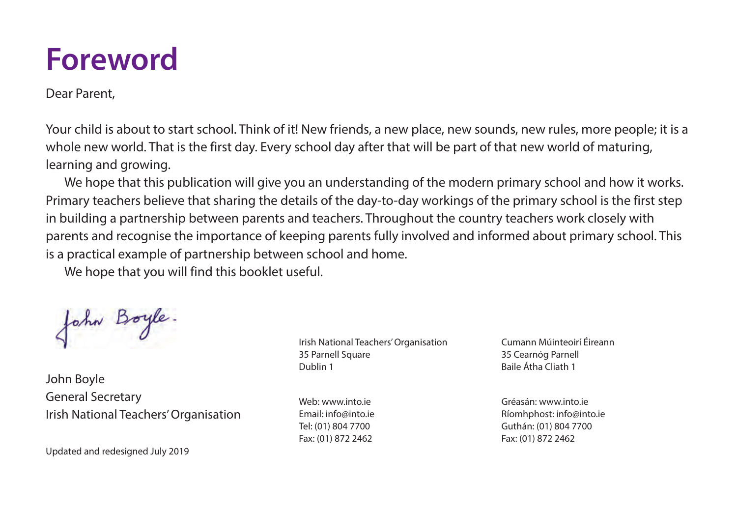# Foreword

Dear Parent,

Your child is about to start school. Think of it! New friends, a new place, new sounds, new rules, more people; it is a whole new world. That is the first day. Every school day after that will be part of that new world of maturing, learning and growing.

We hope that this publication will give you an understanding of the modern primary school and how it works. Primary teachers believe that sharing the details of the day-to-day workings of the primary school is the first step in building a partnership between parents and teachers. Throughout the country teachers work closely with parents and recognise the importance of keeping parents fully involved and informed about primary school. This is a practical example of partnership between school and home.

We hope that you will find this booklet useful.

John Boyle

John Boyle
General Secretary
Irish National Teachers' Organisation

Irish National Teachers' Organisation
35 Parnell Square
Dublin 1

Web: www.into.ie
Email: info@into.ie
Tel: (01) 804 7700
Fax: (01) 872 2462

Cumann Múinteoirí Éireann
35 Cearnóg Parnell
Baile Átha Cliath 1

Gréasán: www.into.ie
Ríomhphost: info@into.ie
Guthán: (01) 804 7700
Fax: (01) 872 2462

Updated and redesigned July 2019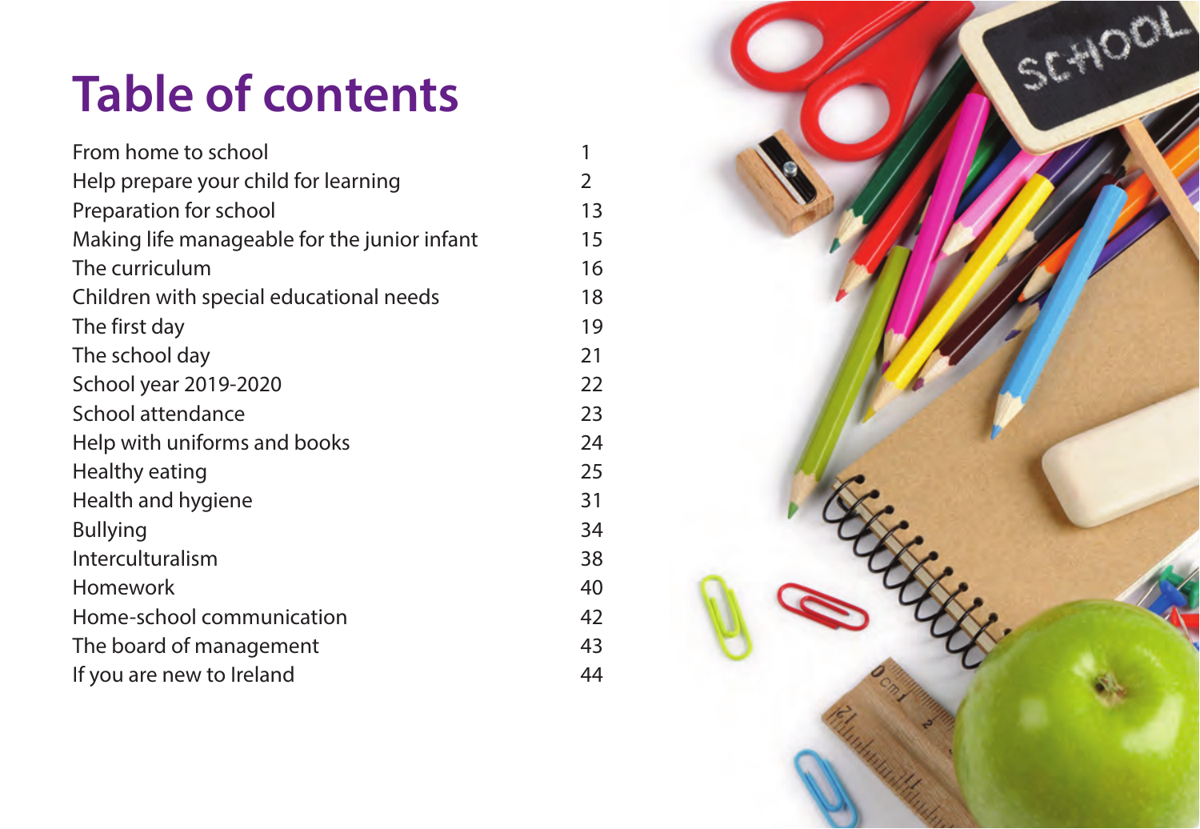# Table of contents

| | |
|---|---|
| From home to school | 1 |
| Help prepare your child for learning | 2 |
| Preparation for school | 13 |
| Making life manageable for the junior infant | 15 |
| The curriculum | 16 |
| Children with special educational needs | 18 |
| The first day | 19 |
| The school day | 21 |
| School year 2019-2020 | 22 |
| School attendance | 23 |
| Help with uniforms and books | 24 |
| Healthy eating | 25 |
| Health and hygiene | 31 |
| Bullying | 34 |
| Interculturalism | 38 |
| Homework | 40 |
| Home-school communication | 42 |
| The board of management | 43 |
| If you are new to Ireland | 44 |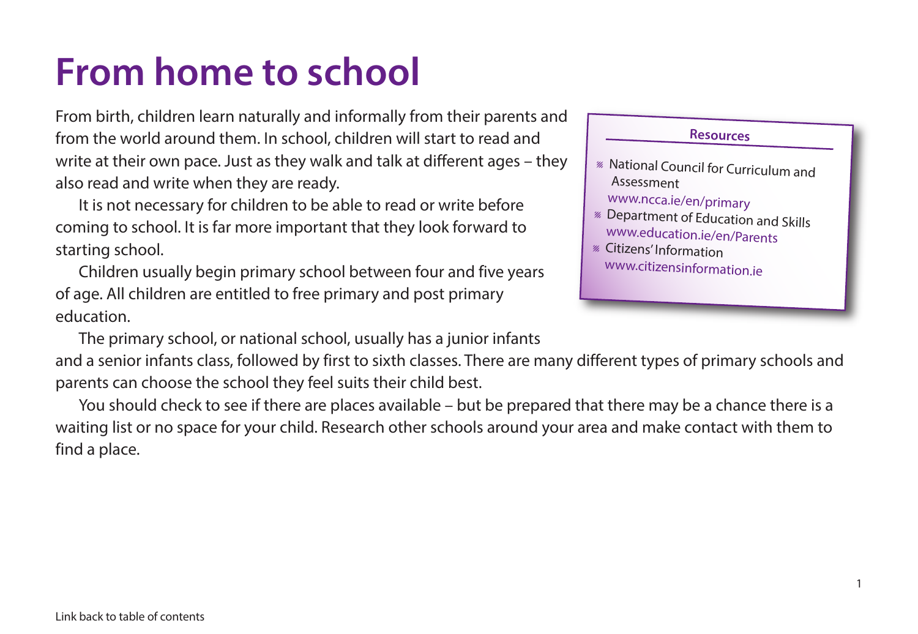# From home to school

From birth, children learn naturally and informally from their parents and from the world around them. In school, children will start to read and write at their own pace. Just as they walk and talk at different ages – they also read and write when they are ready.

It is not necessary for children to be able to read or write before coming to school. It is far more important that they look forward to starting school.

Children usually begin primary school between four and five years of age. All children are entitled to free primary and post primary education.

The primary school, or national school, usually has a junior infants and a senior infants class, followed by first to sixth classes. There are many different types of primary schools and parents can choose the school they feel suits their child best.

You should check to see if there are places available – but be prepared that there may be a chance there is a waiting list or no space for your child. Research other schools around your area and make contact with them to find a place.

**Resources**

- National Council for Curriculum and Assessment
  www.ncca.ie/en/primary
- Department of Education and Skills
  www.education.ie/en/Parents
- Citizens' Information
  www.citizensinformation.ie

Link back to table of contents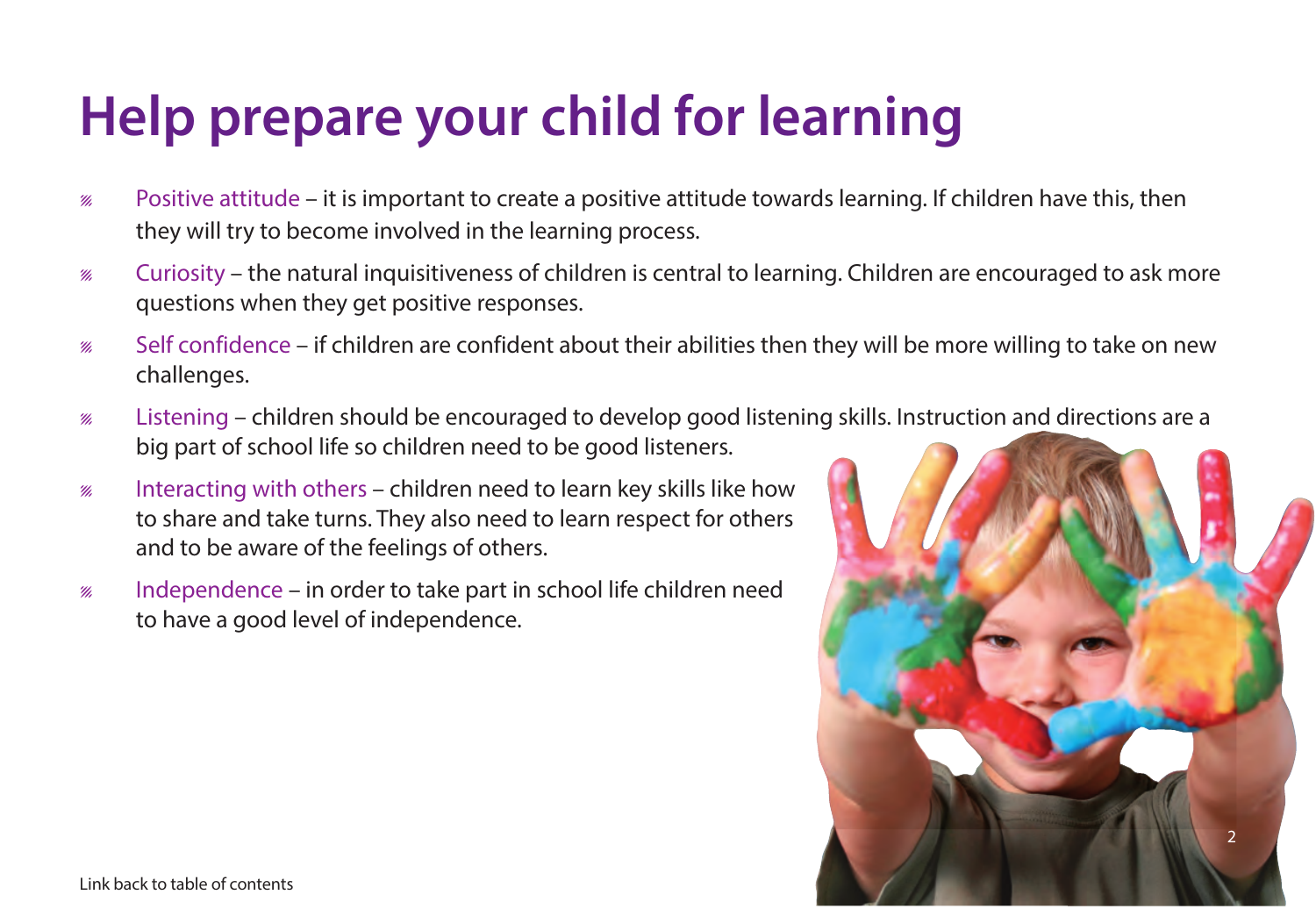# Help prepare your child for learning

- Positive attitude – it is important to create a positive attitude towards learning. If children have this, then they will try to become involved in the learning process.
- Curiosity – the natural inquisitiveness of children is central to learning. Children are encouraged to ask more questions when they get positive responses.
- Self confidence – if children are confident about their abilities then they will be more willing to take on new challenges.
- Listening – children should be encouraged to develop good listening skills. Instruction and directions are a big part of school life so children need to be good listeners.
- Interacting with others – children need to learn key skills like how to share and take turns. They also need to learn respect for others and to be aware of the feelings of others.
- Independence – in order to take part in school life children need to have a good level of independence.

Link back to table of contents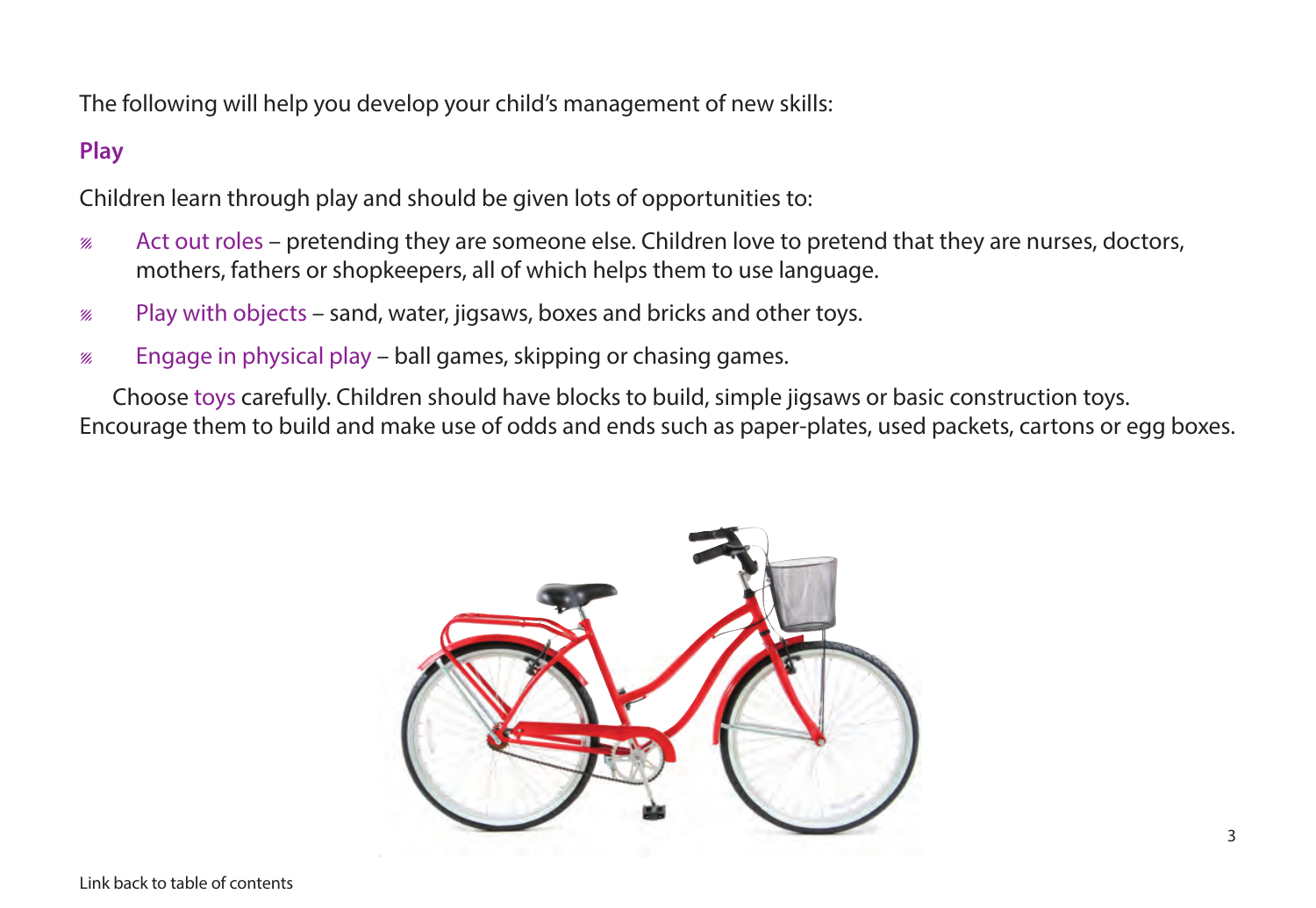The following will help you develop your child's management of new skills:

## Play

Children learn through play and should be given lots of opportunities to:

- Act out roles – pretending they are someone else. Children love to pretend that they are nurses, doctors, mothers, fathers or shopkeepers, all of which helps them to use language.
- Play with objects – sand, water, jigsaws, boxes and bricks and other toys.
- Engage in physical play – ball games, skipping or chasing games.

Choose toys carefully. Children should have blocks to build, simple jigsaws or basic construction toys. Encourage them to build and make use of odds and ends such as paper-plates, used packets, cartons or egg boxes.

Link back to table of contents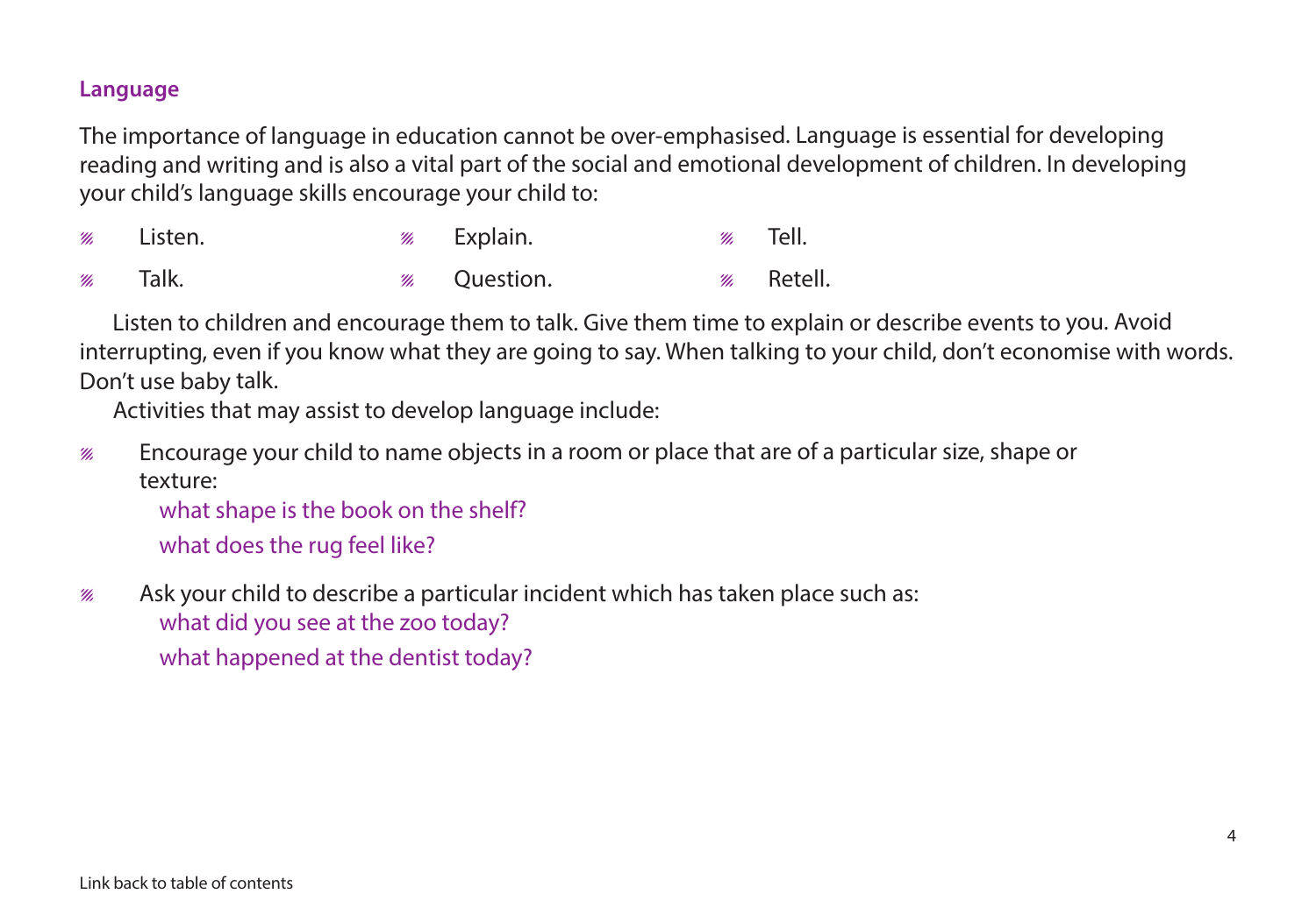## Language

The importance of language in education cannot be over-emphasised. Language is essential for developing reading and writing and is also a vital part of the social and emotional development of children. In developing your child's language skills encourage your child to:

- Listen.
- Talk.
- Explain.
- Question.
- Tell.
- Retell.

Listen to children and encourage them to talk. Give them time to explain or describe events to you. Avoid interrupting, even if you know what they are going to say. When talking to your child, don't economise with words. Don't use baby talk.

Activities that may assist to develop language include:

- Encourage your child to name objects in a room or place that are of a particular size, shape or texture:

  what shape is the book on the shelf?

  what does the rug feel like?

- Ask your child to describe a particular incident which has taken place such as:

  what did you see at the zoo today?

  what happened at the dentist today?

Link back to table of contents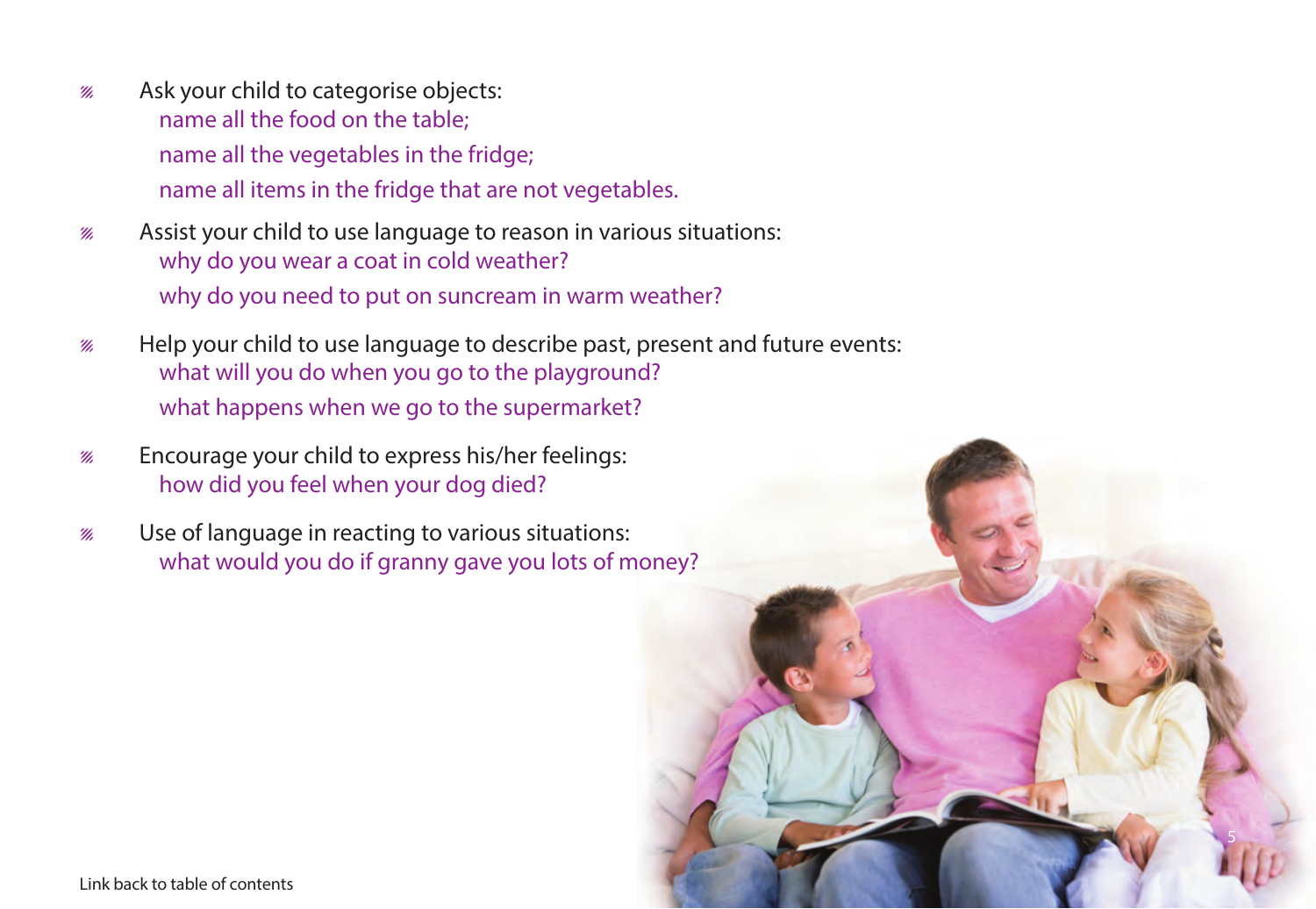- Ask your child to categorise objects:
  - name all the food on the table;
  - name all the vegetables in the fridge;
  - name all items in the fridge that are not vegetables.
- Assist your child to use language to reason in various situations:
  - why do you wear a coat in cold weather?
  - why do you need to put on suncream in warm weather?
- Help your child to use language to describe past, present and future events:
  - what will you do when you go to the playground?
  - what happens when we go to the supermarket?
- Encourage your child to express his/her feelings:
  - how did you feel when your dog died?
- Use of language in reacting to various situations:
  - what would you do if granny gave you lots of money?

Link back to table of contents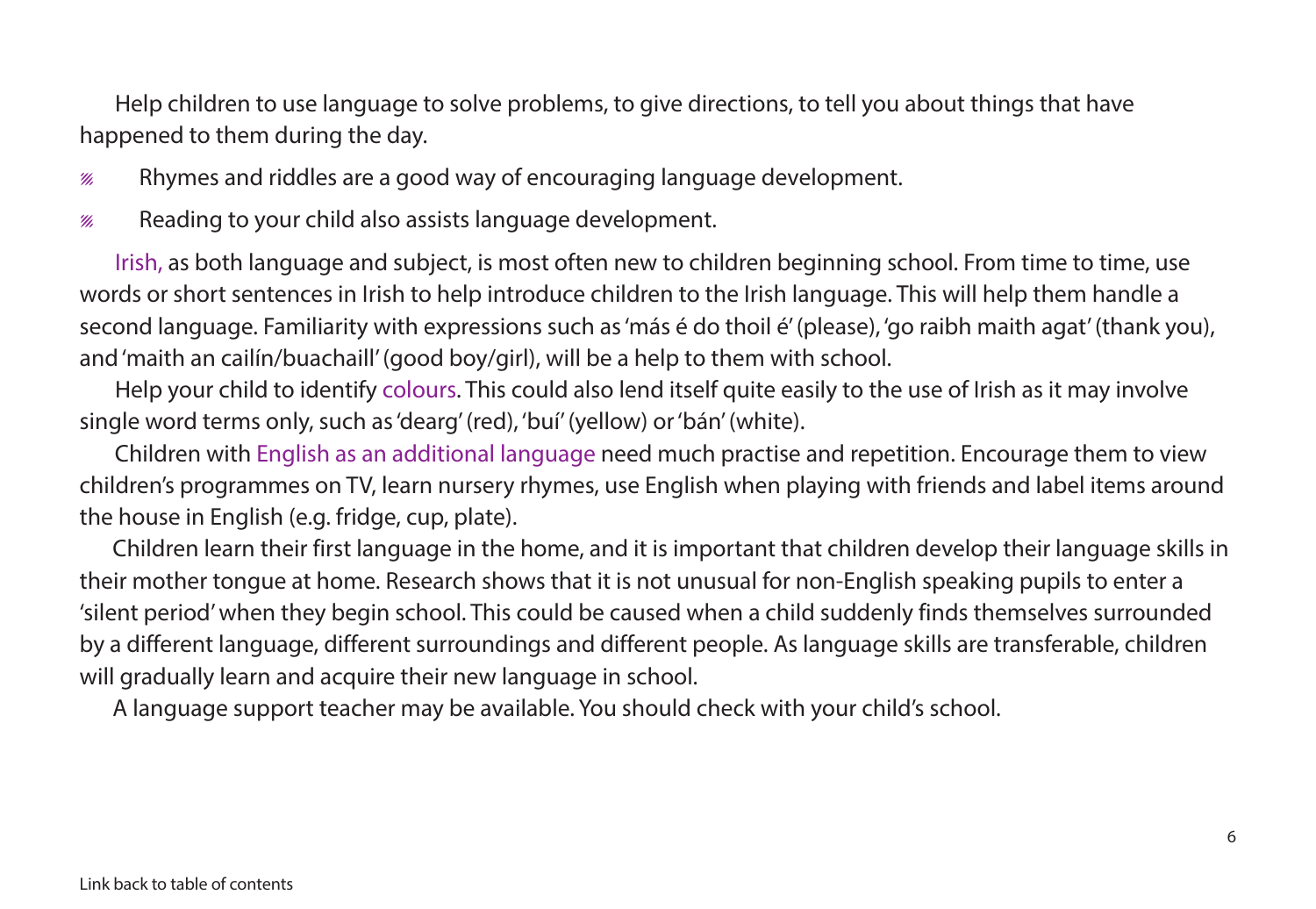Help children to use language to solve problems, to give directions, to tell you about things that have happened to them during the day.

- Rhymes and riddles are a good way of encouraging language development.
- Reading to your child also assists language development.

Irish, as both language and subject, is most often new to children beginning school. From time to time, use words or short sentences in Irish to help introduce children to the Irish language. This will help them handle a second language. Familiarity with expressions such as 'más é do thoil é' (please), 'go raibh maith agat' (thank you), and 'maith an cailín/buachaill' (good boy/girl), will be a help to them with school.

Help your child to identify colours. This could also lend itself quite easily to the use of Irish as it may involve single word terms only, such as 'dearg' (red), 'buí' (yellow) or 'bán' (white).

Children with English as an additional language need much practise and repetition. Encourage them to view children's programmes on TV, learn nursery rhymes, use English when playing with friends and label items around the house in English (e.g. fridge, cup, plate).

Children learn their first language in the home, and it is important that children develop their language skills in their mother tongue at home. Research shows that it is not unusual for non-English speaking pupils to enter a 'silent period' when they begin school. This could be caused when a child suddenly finds themselves surrounded by a different language, different surroundings and different people. As language skills are transferable, children will gradually learn and acquire their new language in school.

A language support teacher may be available. You should check with your child's school.

Link back to table of contents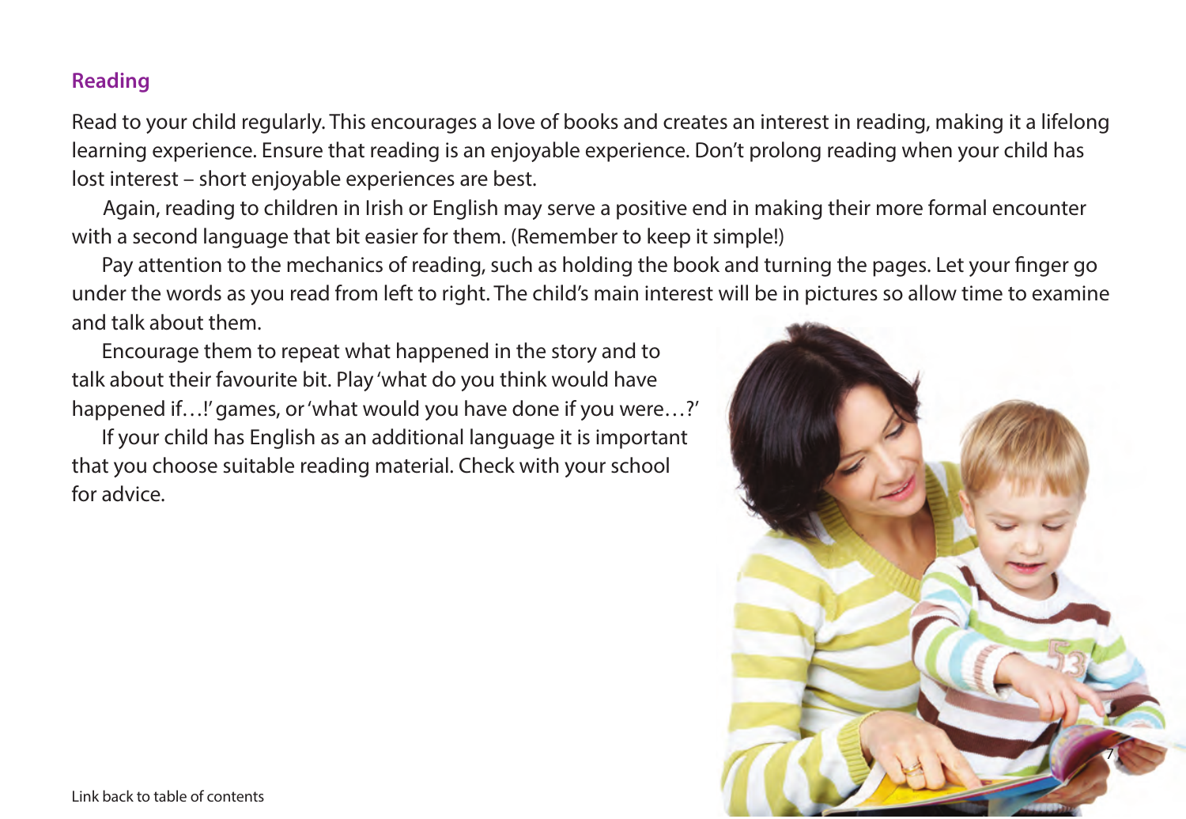## Reading

Read to your child regularly. This encourages a love of books and creates an interest in reading, making it a lifelong learning experience. Ensure that reading is an enjoyable experience. Don't prolong reading when your child has lost interest – short enjoyable experiences are best.

Again, reading to children in Irish or English may serve a positive end in making their more formal encounter with a second language that bit easier for them. (Remember to keep it simple!)

Pay attention to the mechanics of reading, such as holding the book and turning the pages. Let your finger go under the words as you read from left to right. The child's main interest will be in pictures so allow time to examine and talk about them.

Encourage them to repeat what happened in the story and to talk about their favourite bit. Play 'what do you think would have happened if…!' games, or 'what would you have done if you were…?'

If your child has English as an additional language it is important that you choose suitable reading material. Check with your school for advice.

Link back to table of contents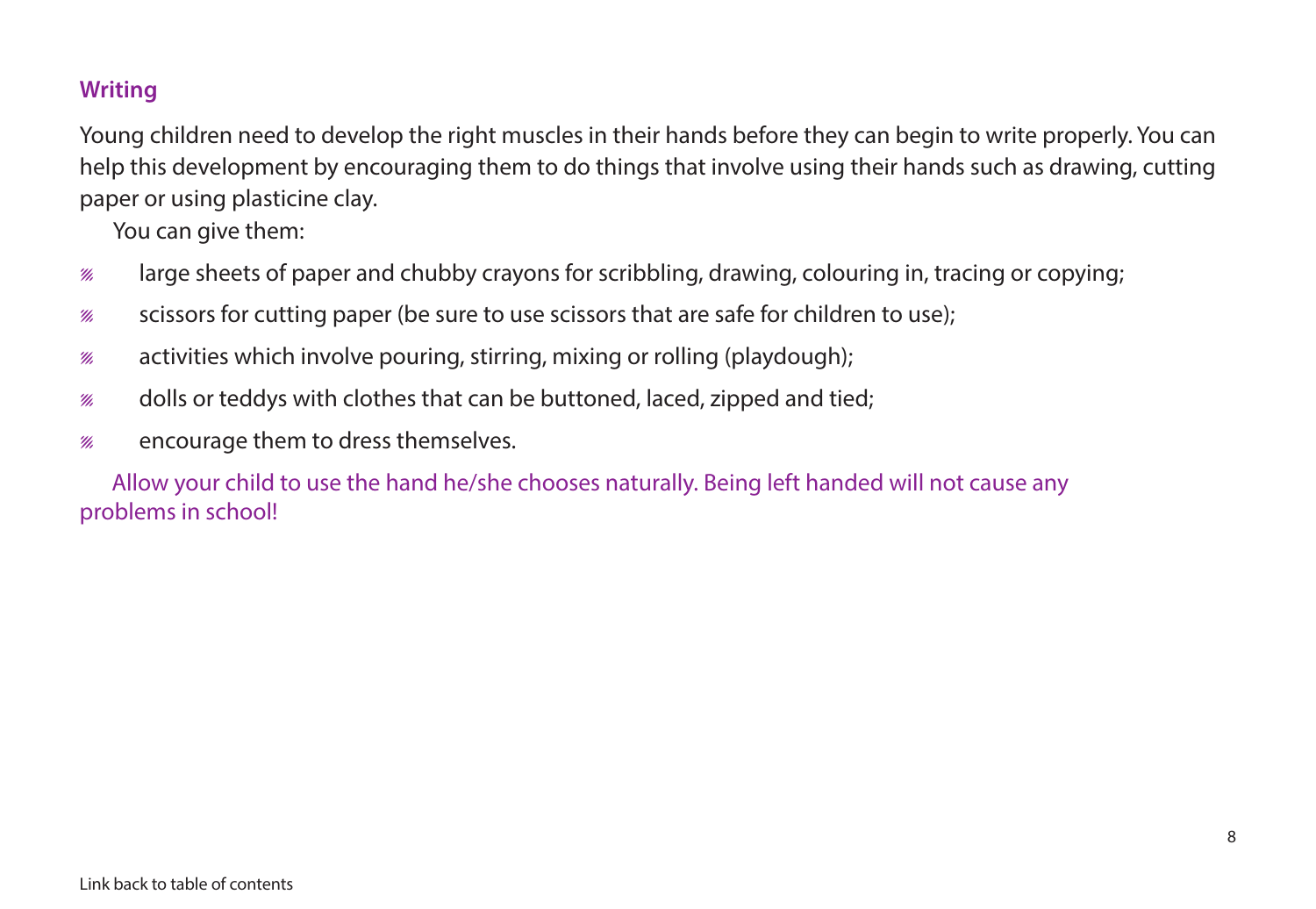## Writing

Young children need to develop the right muscles in their hands before they can begin to write properly. You can help this development by encouraging them to do things that involve using their hands such as drawing, cutting paper or using plasticine clay.

You can give them:

- large sheets of paper and chubby crayons for scribbling, drawing, colouring in, tracing or copying;
- scissors for cutting paper (be sure to use scissors that are safe for children to use);
- activities which involve pouring, stirring, mixing or rolling (playdough);
- dolls or teddys with clothes that can be buttoned, laced, zipped and tied;
- encourage them to dress themselves.

Allow your child to use the hand he/she chooses naturally. Being left handed will not cause any problems in school!

Link back to table of contents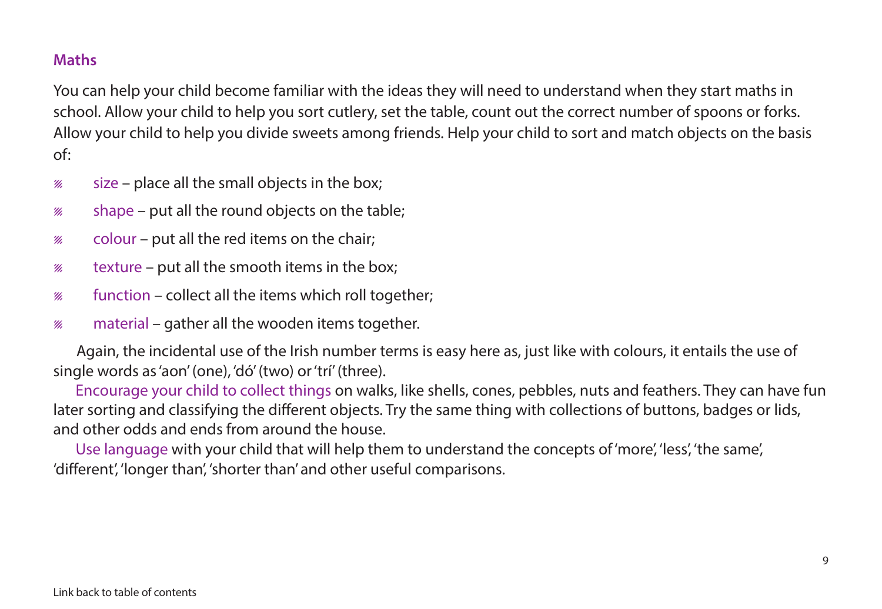## Maths

You can help your child become familiar with the ideas they will need to understand when they start maths in school. Allow your child to help you sort cutlery, set the table, count out the correct number of spoons or forks. Allow your child to help you divide sweets among friends. Help your child to sort and match objects on the basis of:

- size – place all the small objects in the box;
- shape – put all the round objects on the table;
- colour – put all the red items on the chair;
- texture – put all the smooth items in the box;
- function – collect all the items which roll together;
- material – gather all the wooden items together.

Again, the incidental use of the Irish number terms is easy here as, just like with colours, it entails the use of single words as 'aon' (one), 'dó' (two) or 'trí' (three).

Encourage your child to collect things on walks, like shells, cones, pebbles, nuts and feathers. They can have fun later sorting and classifying the different objects. Try the same thing with collections of buttons, badges or lids, and other odds and ends from around the house.

Use language with your child that will help them to understand the concepts of 'more', 'less', 'the same', 'different', 'longer than', 'shorter than' and other useful comparisons.

Link back to table of contents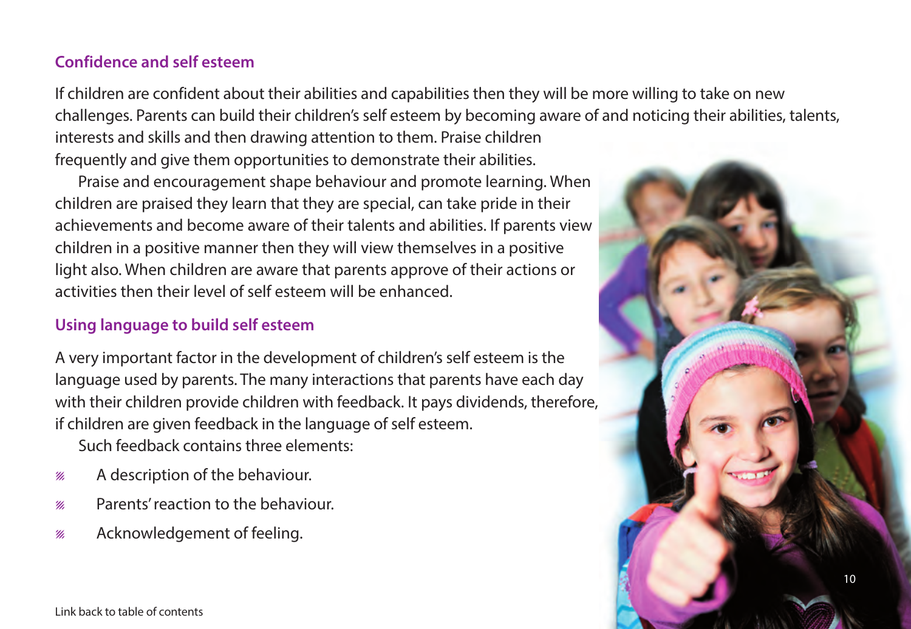## Confidence and self esteem

If children are confident about their abilities and capabilities then they will be more willing to take on new challenges. Parents can build their children's self esteem by becoming aware of and noticing their abilities, talents, interests and skills and then drawing attention to them. Praise children frequently and give them opportunities to demonstrate their abilities.

Praise and encouragement shape behaviour and promote learning. When children are praised they learn that they are special, can take pride in their achievements and become aware of their talents and abilities. If parents view children in a positive manner then they will view themselves in a positive light also. When children are aware that parents approve of their actions or activities then their level of self esteem will be enhanced.

## Using language to build self esteem

A very important factor in the development of children's self esteem is the language used by parents. The many interactions that parents have each day with their children provide children with feedback. It pays dividends, therefore, if children are given feedback in the language of self esteem.

Such feedback contains three elements:

- A description of the behaviour.
- Parents' reaction to the behaviour.
- Acknowledgement of feeling.

Link back to table of contents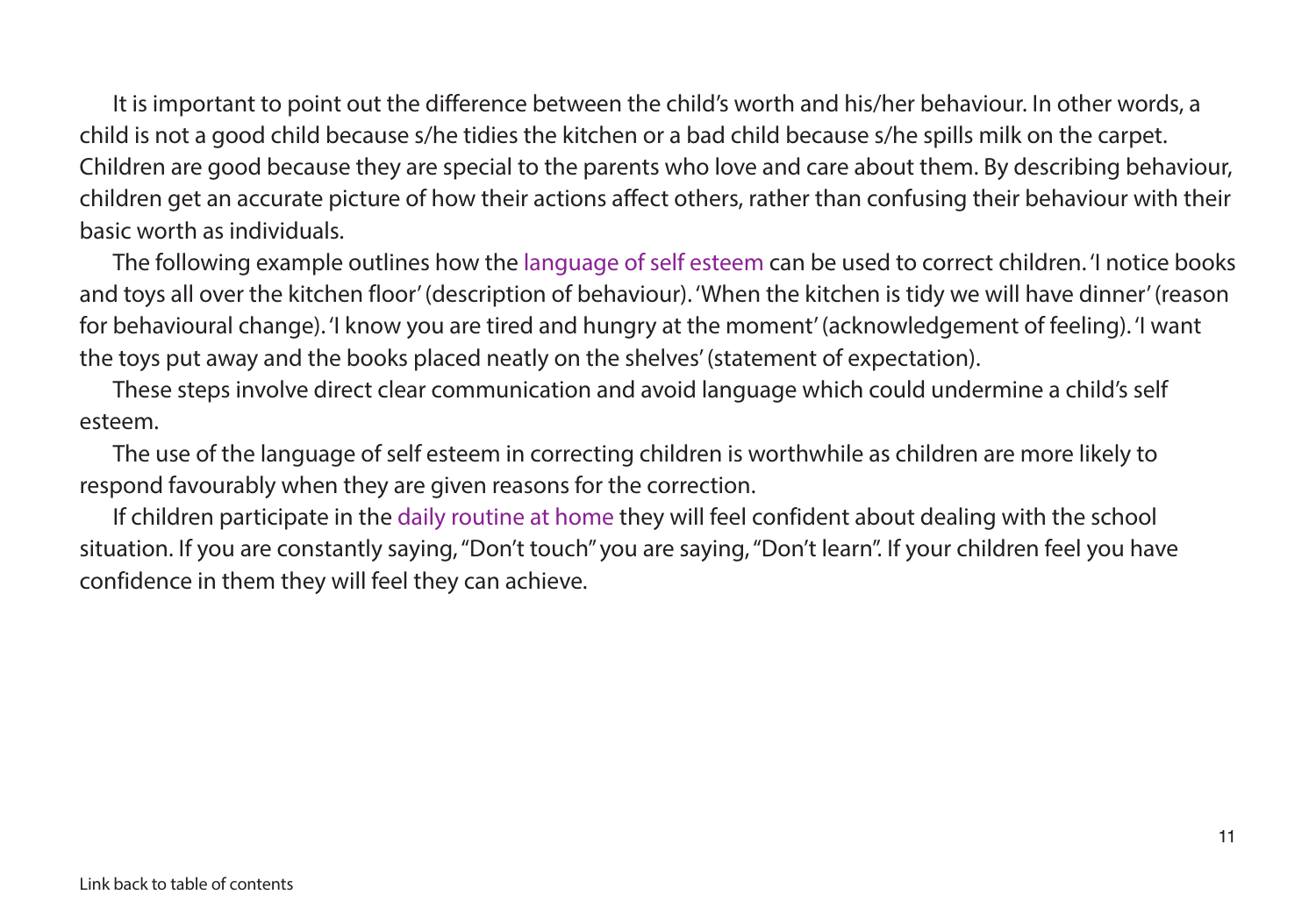It is important to point out the difference between the child's worth and his/her behaviour. In other words, a child is not a good child because s/he tidies the kitchen or a bad child because s/he spills milk on the carpet. Children are good because they are special to the parents who love and care about them. By describing behaviour, children get an accurate picture of how their actions affect others, rather than confusing their behaviour with their basic worth as individuals.

The following example outlines how the language of self esteem can be used to correct children. 'I notice books and toys all over the kitchen floor' (description of behaviour). 'When the kitchen is tidy we will have dinner' (reason for behavioural change). 'I know you are tired and hungry at the moment' (acknowledgement of feeling). 'I want the toys put away and the books placed neatly on the shelves' (statement of expectation).

These steps involve direct clear communication and avoid language which could undermine a child's self esteem.

The use of the language of self esteem in correcting children is worthwhile as children are more likely to respond favourably when they are given reasons for the correction.

If children participate in the daily routine at home they will feel confident about dealing with the school situation. If you are constantly saying, "Don't touch" you are saying, "Don't learn". If your children feel you have confidence in them they will feel they can achieve.

Link back to table of contents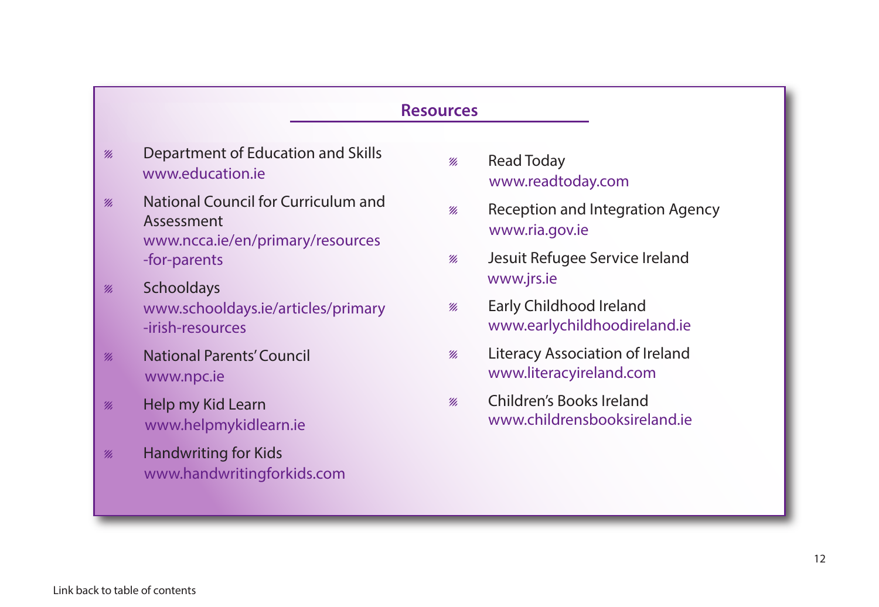## Resources

- Department of Education and Skills
  www.education.ie
- National Council for Curriculum and Assessment
  www.ncca.ie/en/primary/resources-for-parents
- Schooldays
  www.schooldays.ie/articles/primary-irish-resources
- National Parents' Council
  www.npc.ie
- Help my Kid Learn
  www.helpmykidlearn.ie
- Handwriting for Kids
  www.handwritingforkids.com
- Read Today
  www.readtoday.com
- Reception and Integration Agency
  www.ria.gov.ie
- Jesuit Refugee Service Ireland
  www.jrs.ie
- Early Childhood Ireland
  www.earlychildhoodireland.ie
- Literacy Association of Ireland
  www.literacyireland.com
- Children's Books Ireland
  www.childrensbooksireland.ie

Link back to table of contents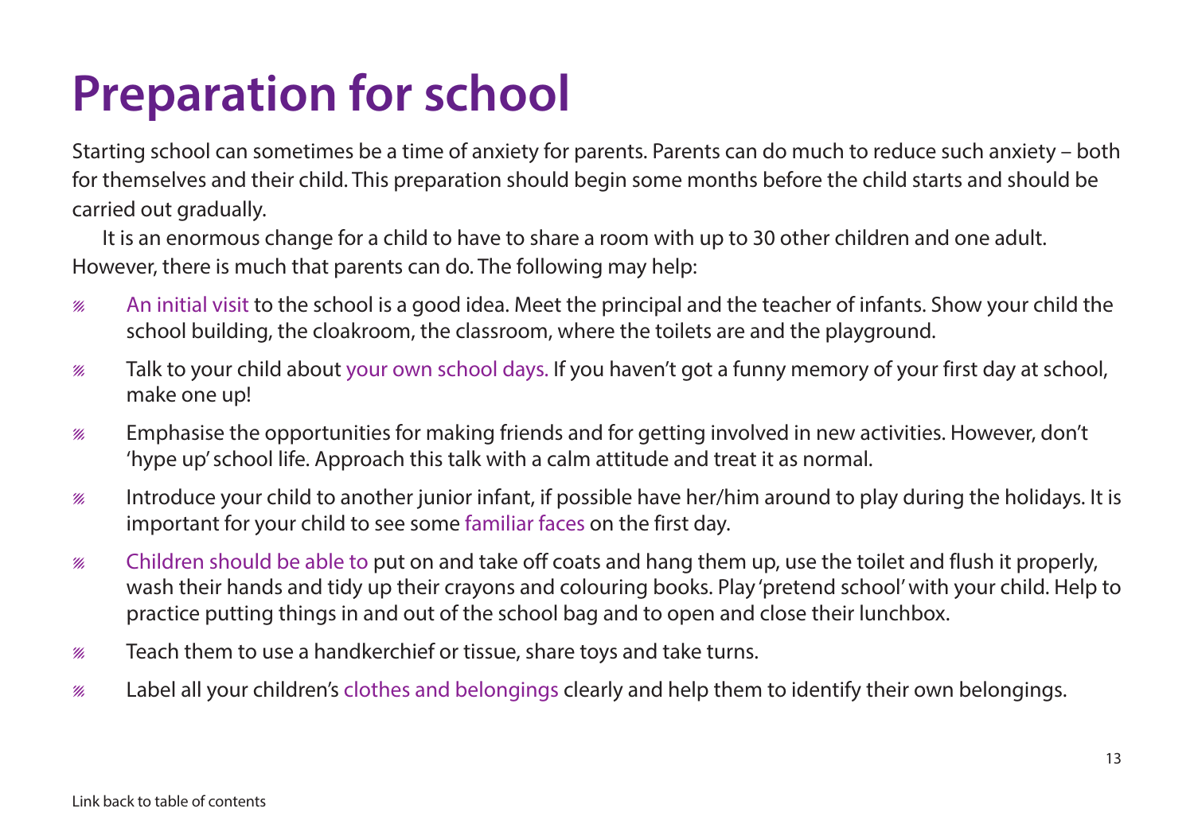# Preparation for school

Starting school can sometimes be a time of anxiety for parents. Parents can do much to reduce such anxiety – both for themselves and their child. This preparation should begin some months before the child starts and should be carried out gradually.

It is an enormous change for a child to have to share a room with up to 30 other children and one adult. However, there is much that parents can do. The following may help:

- An initial visit to the school is a good idea. Meet the principal and the teacher of infants. Show your child the school building, the cloakroom, the classroom, where the toilets are and the playground.
- Talk to your child about your own school days. If you haven't got a funny memory of your first day at school, make one up!
- Emphasise the opportunities for making friends and for getting involved in new activities. However, don't 'hype up' school life. Approach this talk with a calm attitude and treat it as normal.
- Introduce your child to another junior infant, if possible have her/him around to play during the holidays. It is important for your child to see some familiar faces on the first day.
- Children should be able to put on and take off coats and hang them up, use the toilet and flush it properly, wash their hands and tidy up their crayons and colouring books. Play 'pretend school' with your child. Help to practice putting things in and out of the school bag and to open and close their lunchbox.
- Teach them to use a handkerchief or tissue, share toys and take turns.
- Label all your children's clothes and belongings clearly and help them to identify their own belongings.

Link back to table of contents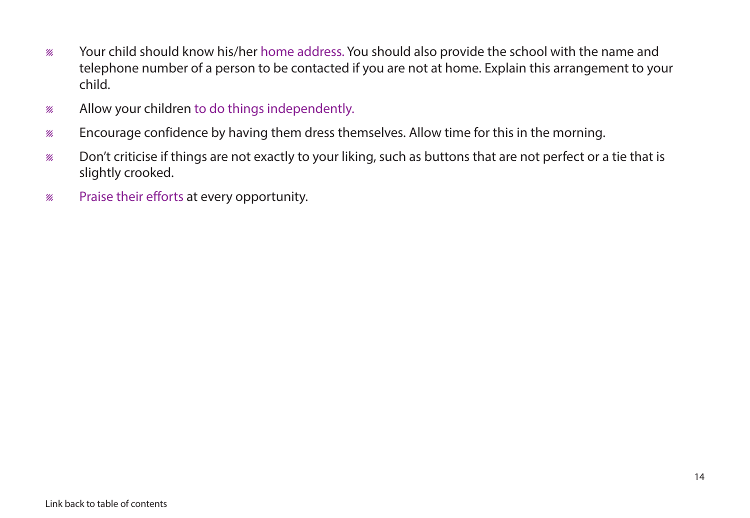- Your child should know his/her home address. You should also provide the school with the name and telephone number of a person to be contacted if you are not at home. Explain this arrangement to your child.
- Allow your children to do things independently.
- Encourage confidence by having them dress themselves. Allow time for this in the morning.
- Don't criticise if things are not exactly to your liking, such as buttons that are not perfect or a tie that is slightly crooked.
- Praise their efforts at every opportunity.

Link back to table of contents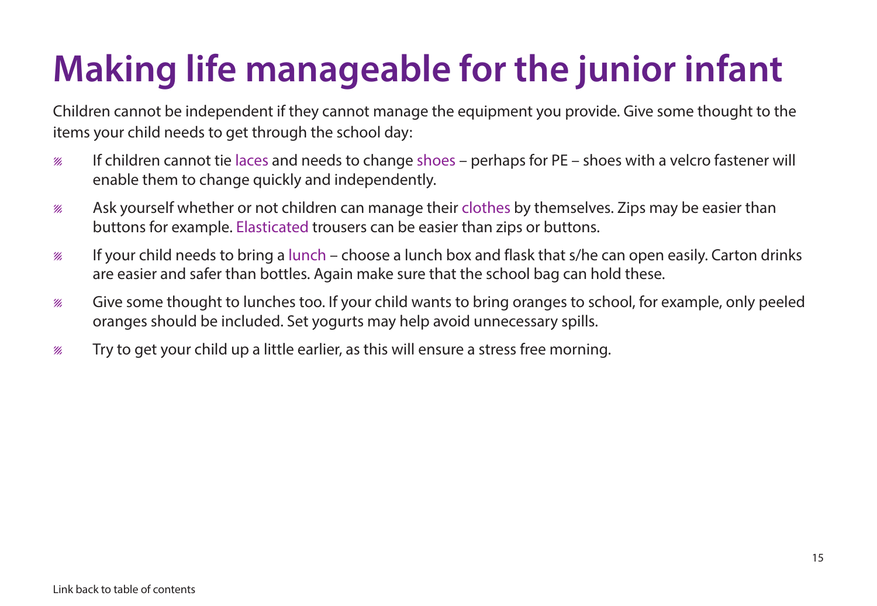# Making life manageable for the junior infant

Children cannot be independent if they cannot manage the equipment you provide. Give some thought to the items your child needs to get through the school day:

- If children cannot tie laces and needs to change shoes – perhaps for PE – shoes with a velcro fastener will enable them to change quickly and independently.
- Ask yourself whether or not children can manage their clothes by themselves. Zips may be easier than buttons for example. Elasticated trousers can be easier than zips or buttons.
- If your child needs to bring a lunch – choose a lunch box and flask that s/he can open easily. Carton drinks are easier and safer than bottles. Again make sure that the school bag can hold these.
- Give some thought to lunches too. If your child wants to bring oranges to school, for example, only peeled oranges should be included. Set yogurts may help avoid unnecessary spills.
- Try to get your child up a little earlier, as this will ensure a stress free morning.

Link back to table of contents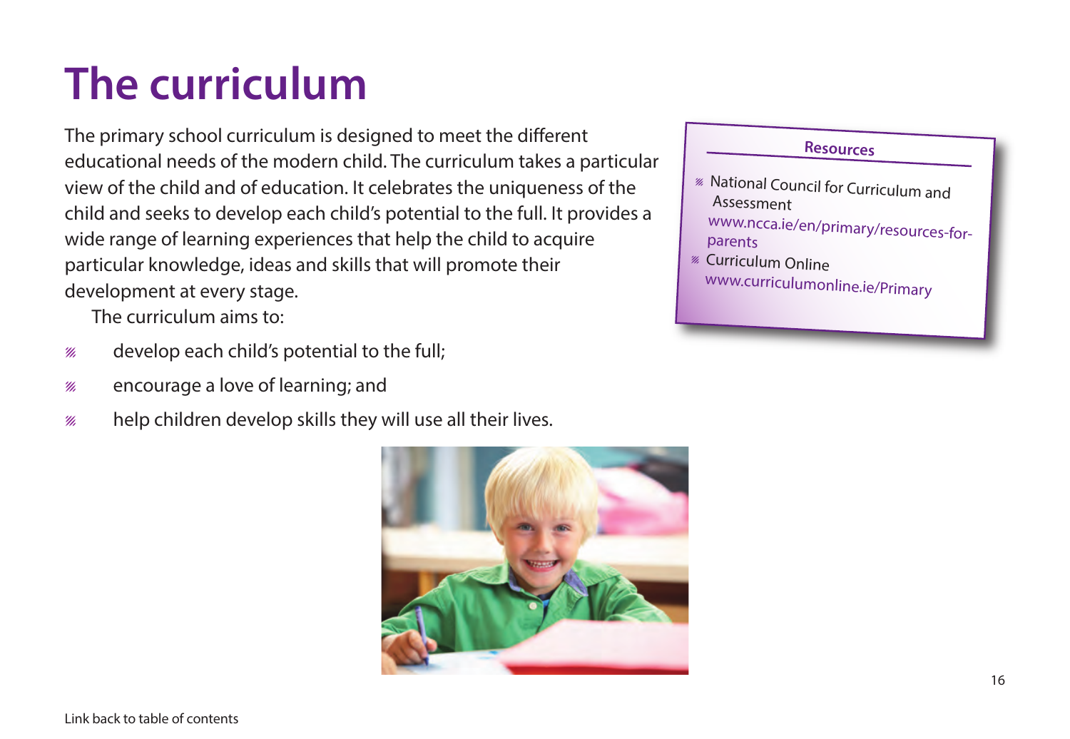# The curriculum

The primary school curriculum is designed to meet the different educational needs of the modern child. The curriculum takes a particular view of the child and of education. It celebrates the uniqueness of the child and seeks to develop each child's potential to the full. It provides a wide range of learning experiences that help the child to acquire particular knowledge, ideas and skills that will promote their development at every stage.

The curriculum aims to:

- develop each child's potential to the full;
- encourage a love of learning; and
- help children develop skills they will use all their lives.

**Resources**

- National Council for Curriculum and Assessment
  www.ncca.ie/en/primary/resources-for-parents
- Curriculum Online
  www.curriculumonline.ie/Primary

Link back to table of contents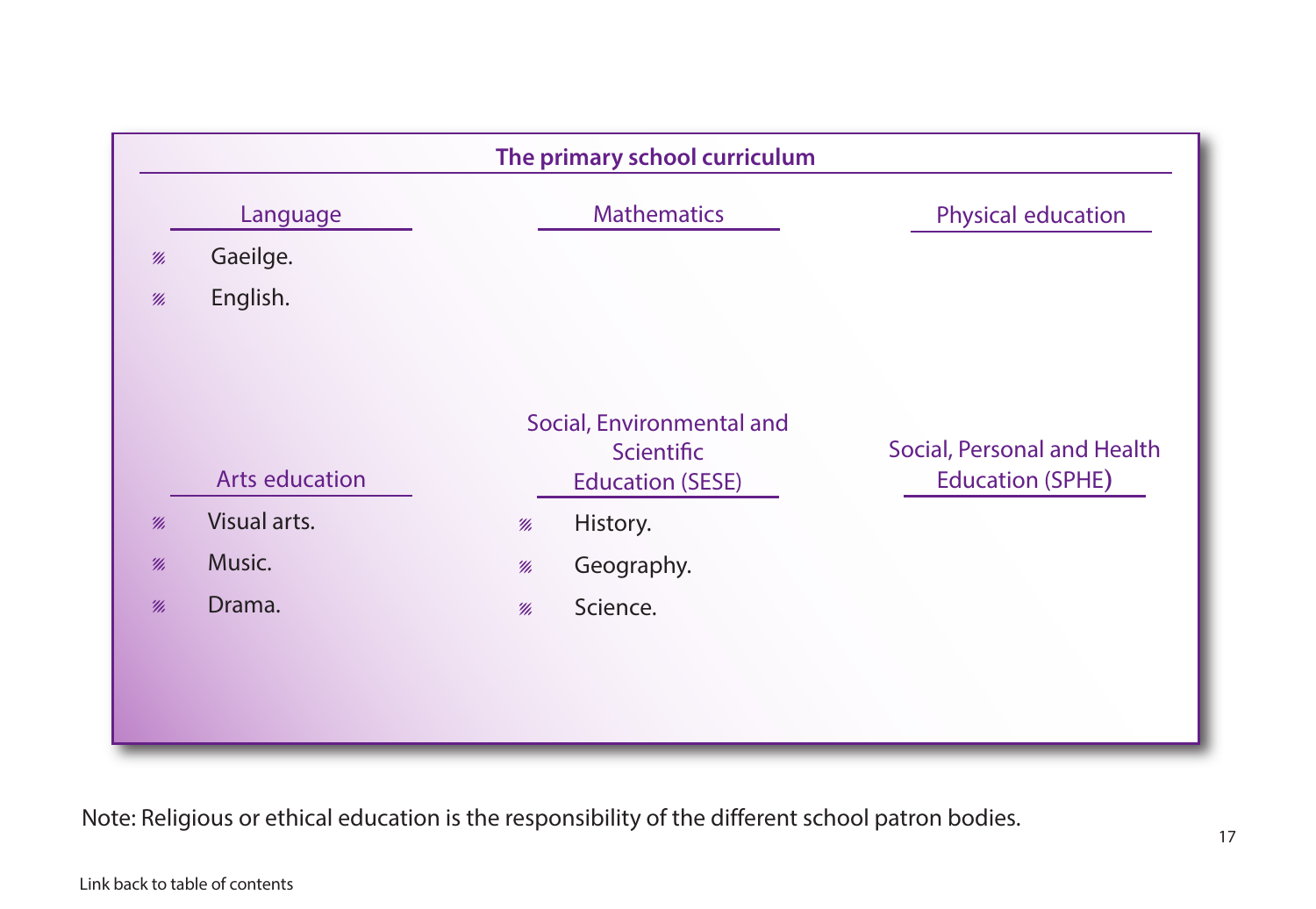## The primary school curriculum

### Language

- Gaeilge.
- English.

### Mathematics

### Physical education

### Arts education

- Visual arts.
- Music.
- Drama.

### Social, Environmental and Scientific Education (SESE)

- History.
- Geography.
- Science.

### Social, Personal and Health Education (SPHE)

Note: Religious or ethical education is the responsibility of the different school patron bodies.

Link back to table of contents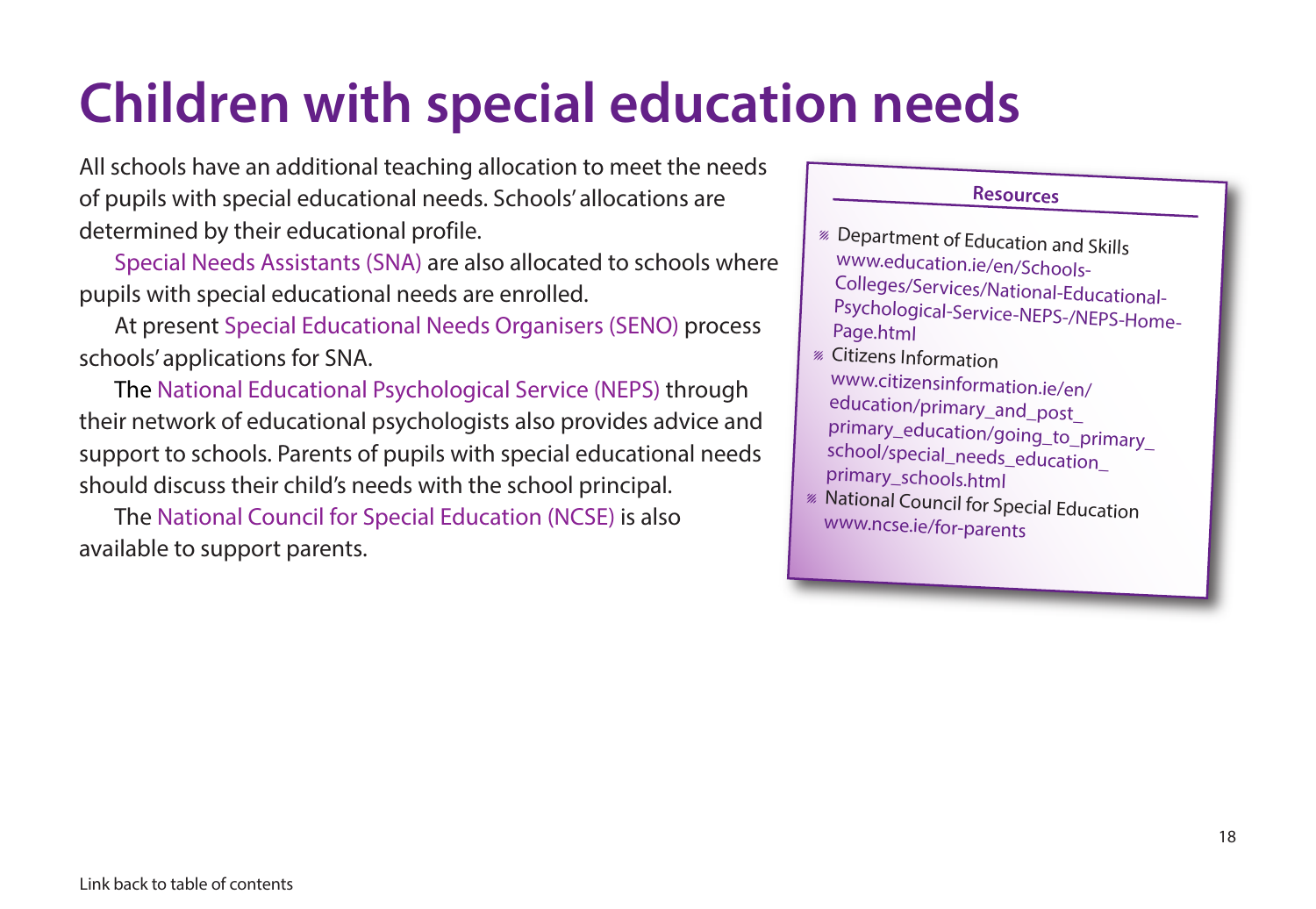# Children with special education needs

All schools have an additional teaching allocation to meet the needs of pupils with special educational needs. Schools' allocations are determined by their educational profile.

Special Needs Assistants (SNA) are also allocated to schools where pupils with special educational needs are enrolled.

At present Special Educational Needs Organisers (SENO) process schools' applications for SNA.

The National Educational Psychological Service (NEPS) through their network of educational psychologists also provides advice and support to schools. Parents of pupils with special educational needs should discuss their child's needs with the school principal.

The National Council for Special Education (NCSE) is also available to support parents.

### Resources

- Department of Education and Skills
  www.education.ie/en/Schools-Colleges/Services/National-Educational-Psychological-Service-NEPS-/NEPS-Home-Page.html
- Citizens Information
  www.citizensinformation.ie/en/education/primary_and_post_primary_education/going_to_primary_school/special_needs_education_primary_schools.html
- National Council for Special Education
  www.ncse.ie/for-parents

Link back to table of contents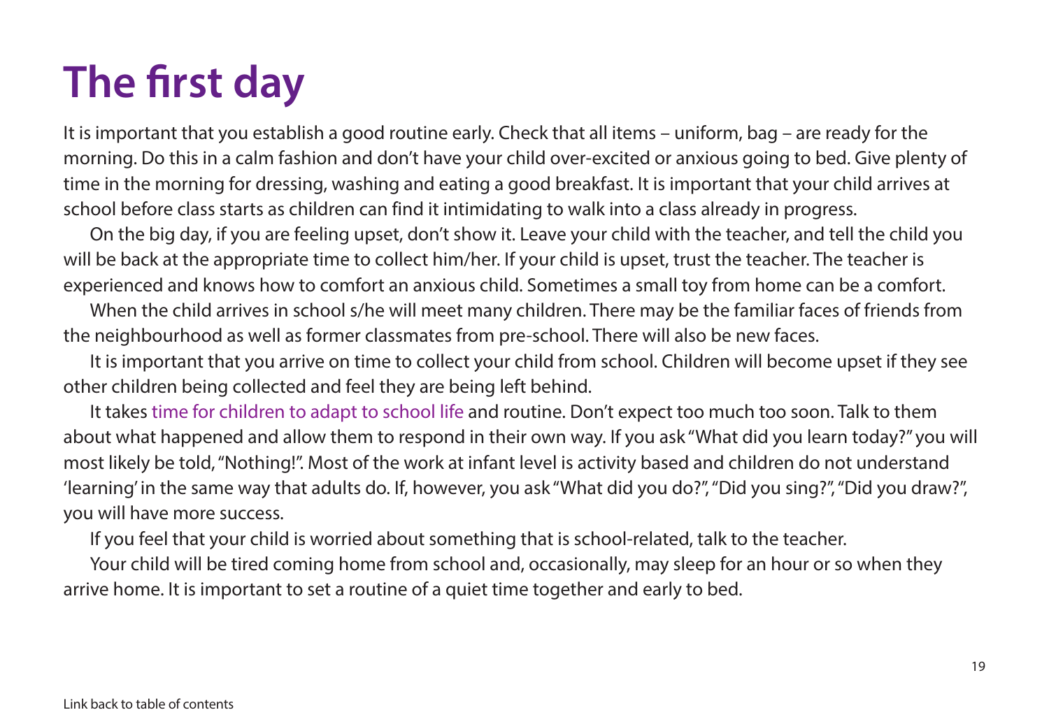# The first day

It is important that you establish a good routine early. Check that all items – uniform, bag – are ready for the morning. Do this in a calm fashion and don't have your child over-excited or anxious going to bed. Give plenty of time in the morning for dressing, washing and eating a good breakfast. It is important that your child arrives at school before class starts as children can find it intimidating to walk into a class already in progress.

On the big day, if you are feeling upset, don't show it. Leave your child with the teacher, and tell the child you will be back at the appropriate time to collect him/her. If your child is upset, trust the teacher. The teacher is experienced and knows how to comfort an anxious child. Sometimes a small toy from home can be a comfort.

When the child arrives in school s/he will meet many children. There may be the familiar faces of friends from the neighbourhood as well as former classmates from pre-school. There will also be new faces.

It is important that you arrive on time to collect your child from school. Children will become upset if they see other children being collected and feel they are being left behind.

It takes time for children to adapt to school life and routine. Don't expect too much too soon. Talk to them about what happened and allow them to respond in their own way. If you ask "What did you learn today?" you will most likely be told, "Nothing!". Most of the work at infant level is activity based and children do not understand 'learning' in the same way that adults do. If, however, you ask "What did you do?", "Did you sing?", "Did you draw?", you will have more success.

If you feel that your child is worried about something that is school-related, talk to the teacher.

Your child will be tired coming home from school and, occasionally, may sleep for an hour or so when they arrive home. It is important to set a routine of a quiet time together and early to bed.

Link back to table of contents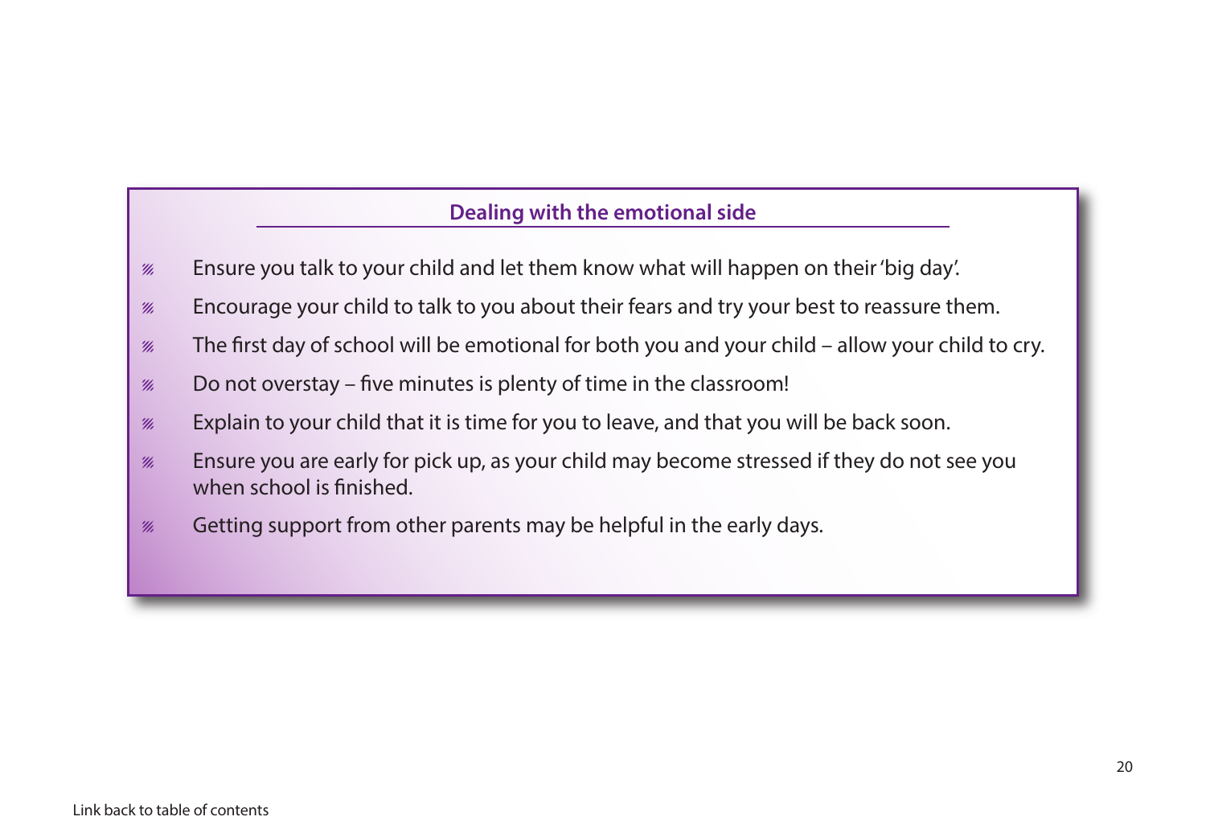## Dealing with the emotional side

- Ensure you talk to your child and let them know what will happen on their 'big day'.
- Encourage your child to talk to you about their fears and try your best to reassure them.
- The first day of school will be emotional for both you and your child – allow your child to cry.
- Do not overstay – five minutes is plenty of time in the classroom!
- Explain to your child that it is time for you to leave, and that you will be back soon.
- Ensure you are early for pick up, as your child may become stressed if they do not see you when school is finished.
- Getting support from other parents may be helpful in the early days.

Link back to table of contents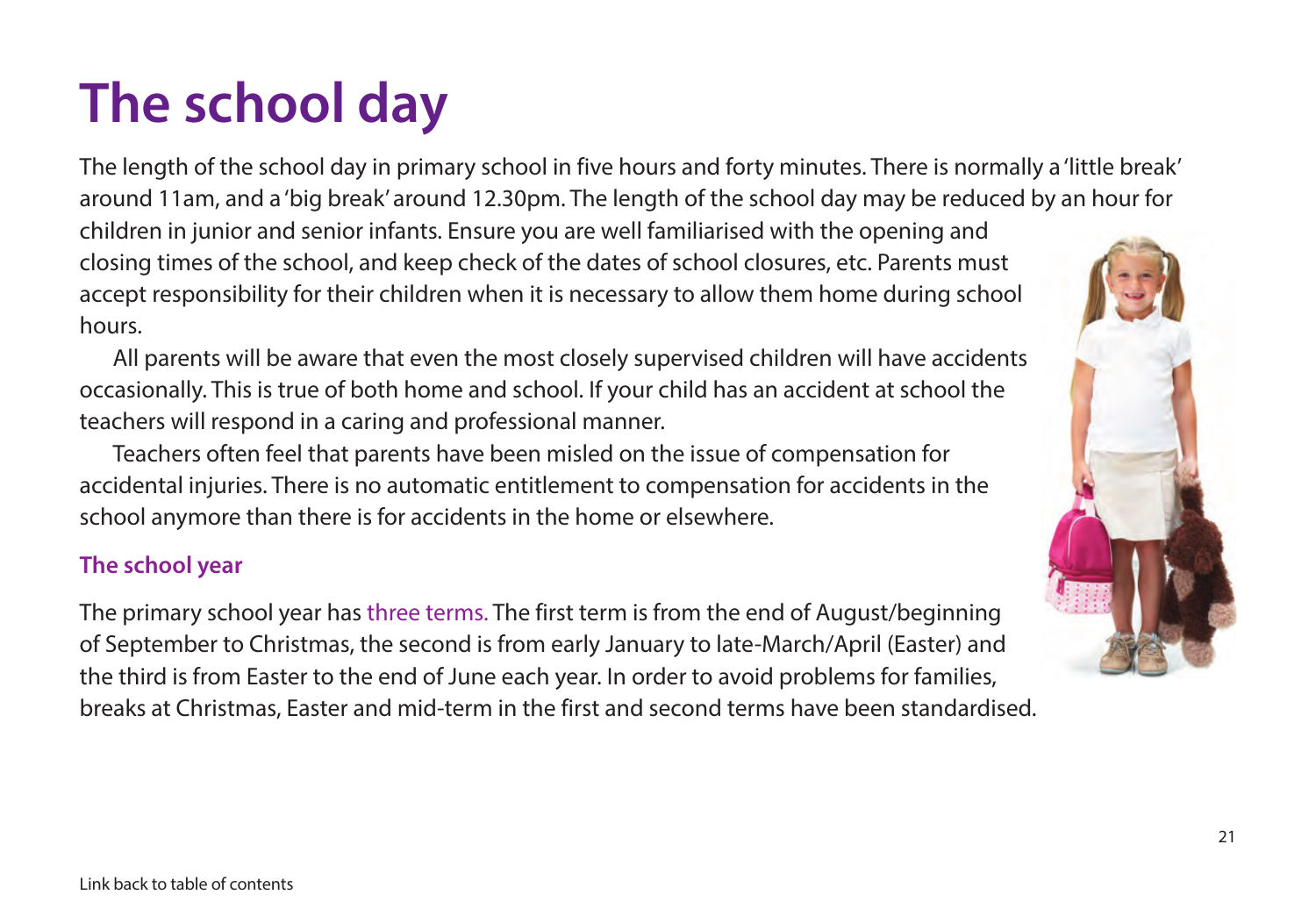# The school day

The length of the school day in primary school in five hours and forty minutes. There is normally a 'little break' around 11am, and a 'big break' around 12.30pm. The length of the school day may be reduced by an hour for children in junior and senior infants. Ensure you are well familiarised with the opening and closing times of the school, and keep check of the dates of school closures, etc. Parents must accept responsibility for their children when it is necessary to allow them home during school hours.

All parents will be aware that even the most closely supervised children will have accidents occasionally. This is true of both home and school. If your child has an accident at school the teachers will respond in a caring and professional manner.

Teachers often feel that parents have been misled on the issue of compensation for accidental injuries. There is no automatic entitlement to compensation for accidents in the school anymore than there is for accidents in the home or elsewhere.

## The school year

The primary school year has three terms. The first term is from the end of August/beginning of September to Christmas, the second is from early January to late-March/April (Easter) and the third is from Easter to the end of June each year. In order to avoid problems for families, breaks at Christmas, Easter and mid-term in the first and second terms have been standardised.

Link back to table of contents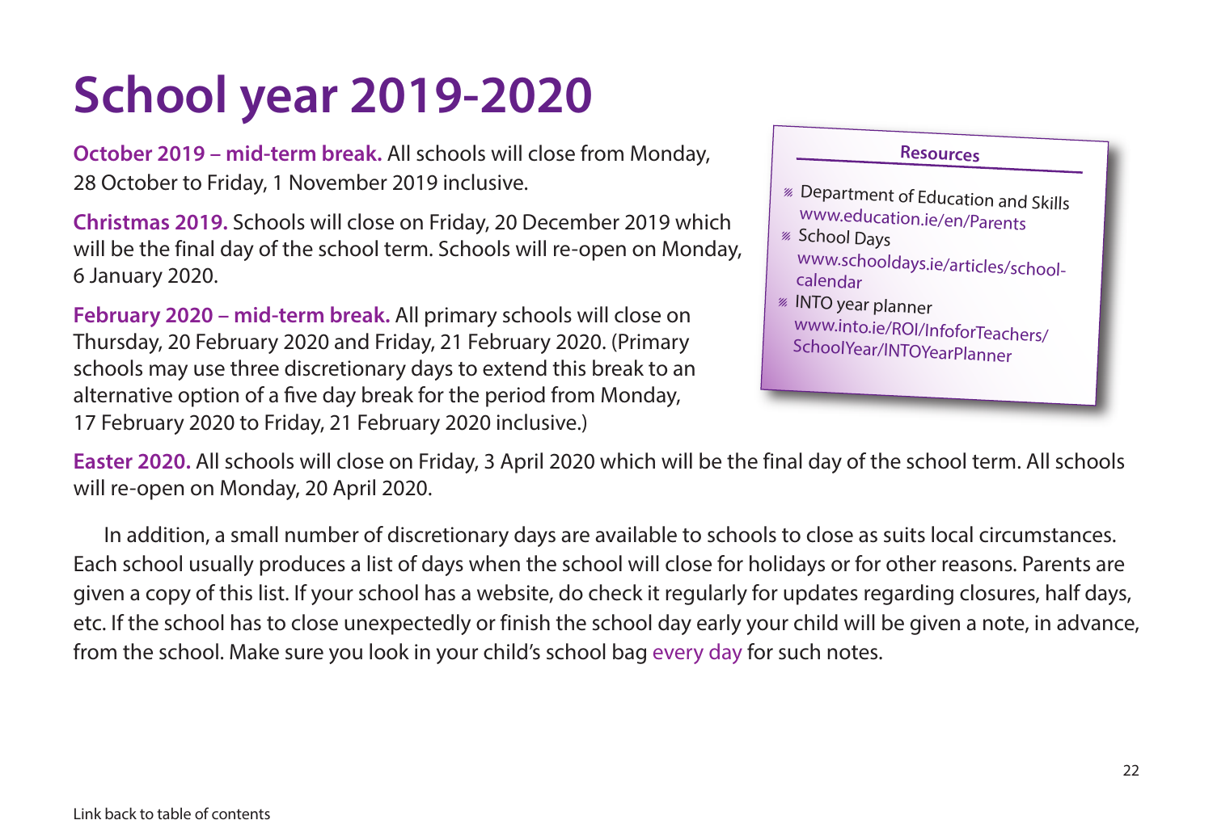# School year 2019-2020

**October 2019 – mid-term break.** All schools will close from Monday, 28 October to Friday, 1 November 2019 inclusive.

**Christmas 2019.** Schools will close on Friday, 20 December 2019 which will be the final day of the school term. Schools will re-open on Monday, 6 January 2020.

**February 2020 – mid-term break.** All primary schools will close on Thursday, 20 February 2020 and Friday, 21 February 2020. (Primary schools may use three discretionary days to extend this break to an alternative option of a five day break for the period from Monday, 17 February 2020 to Friday, 21 February 2020 inclusive.)

**Resources**

- Department of Education and Skills
  www.education.ie/en/Parents
- School Days
  www.schooldays.ie/articles/school-calendar
- INTO year planner
  www.into.ie/ROI/InfoforTeachers/SchoolYear/INTOYearPlanner

**Easter 2020.** All schools will close on Friday, 3 April 2020 which will be the final day of the school term. All schools will re-open on Monday, 20 April 2020.

In addition, a small number of discretionary days are available to schools to close as suits local circumstances. Each school usually produces a list of days when the school will close for holidays or for other reasons. Parents are given a copy of this list. If your school has a website, do check it regularly for updates regarding closures, half days, etc. If the school has to close unexpectedly or finish the school day early your child will be given a note, in advance, from the school. Make sure you look in your child's school bag every day for such notes.

Link back to table of contents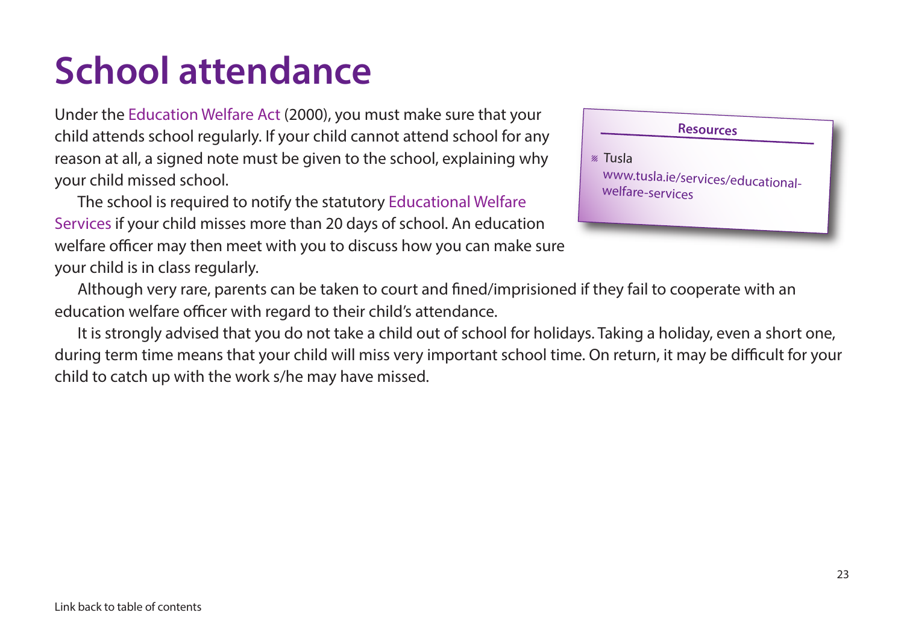# School attendance

Under the Education Welfare Act (2000), you must make sure that your child attends school regularly. If your child cannot attend school for any reason at all, a signed note must be given to the school, explaining why your child missed school.

The school is required to notify the statutory Educational Welfare Services if your child misses more than 20 days of school. An education welfare officer may then meet with you to discuss how you can make sure your child is in class regularly.

Although very rare, parents can be taken to court and fined/imprisioned if they fail to cooperate with an education welfare officer with regard to their child's attendance.

It is strongly advised that you do not take a child out of school for holidays. Taking a holiday, even a short one, during term time means that your child will miss very important school time. On return, it may be difficult for your child to catch up with the work s/he may have missed.

**Resources**

- Tusla
  www.tusla.ie/services/educational-welfare-services

Link back to table of contents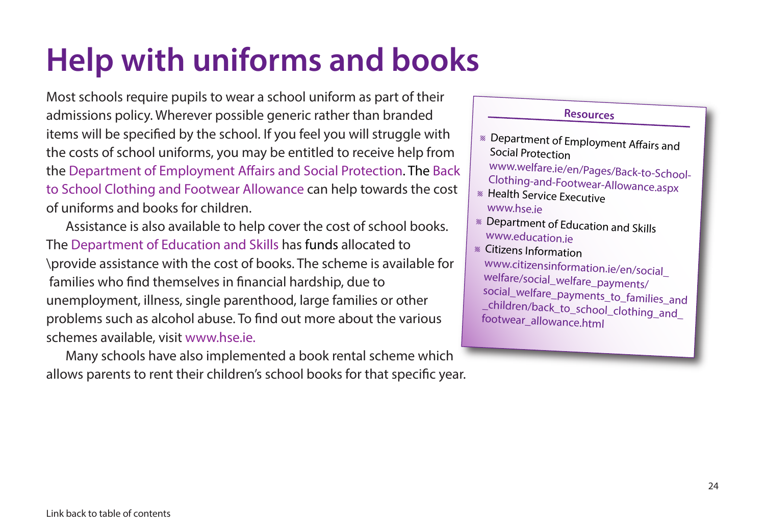# Help with uniforms and books

Most schools require pupils to wear a school uniform as part of their admissions policy. Wherever possible generic rather than branded items will be specified by the school. If you feel you will struggle with the costs of school uniforms, you may be entitled to receive help from the Department of Employment Affairs and Social Protection. The Back to School Clothing and Footwear Allowance can help towards the cost of uniforms and books for children.

Assistance is also available to help cover the cost of school books. The Department of Education and Skills has funds allocated to \provide assistance with the cost of books. The scheme is available for families who find themselves in financial hardship, due to unemployment, illness, single parenthood, large families or other problems such as alcohol abuse. To find out more about the various schemes available, visit www.hse.ie.

Many schools have also implemented a book rental scheme which allows parents to rent their children's school books for that specific year.

**Resources**

- Department of Employment Affairs and Social Protection
  www.welfare.ie/en/Pages/Back-to-School-Clothing-and-Footwear-Allowance.aspx
- Health Service Executive
  www.hse.ie
- Department of Education and Skills
  www.education.ie
- Citizens Information
  www.citizensinformation.ie/en/social_welfare/social_welfare_payments/social_welfare_payments_to_families_and_children/back_to_school_clothing_and_footwear_allowance.html

Link back to table of contents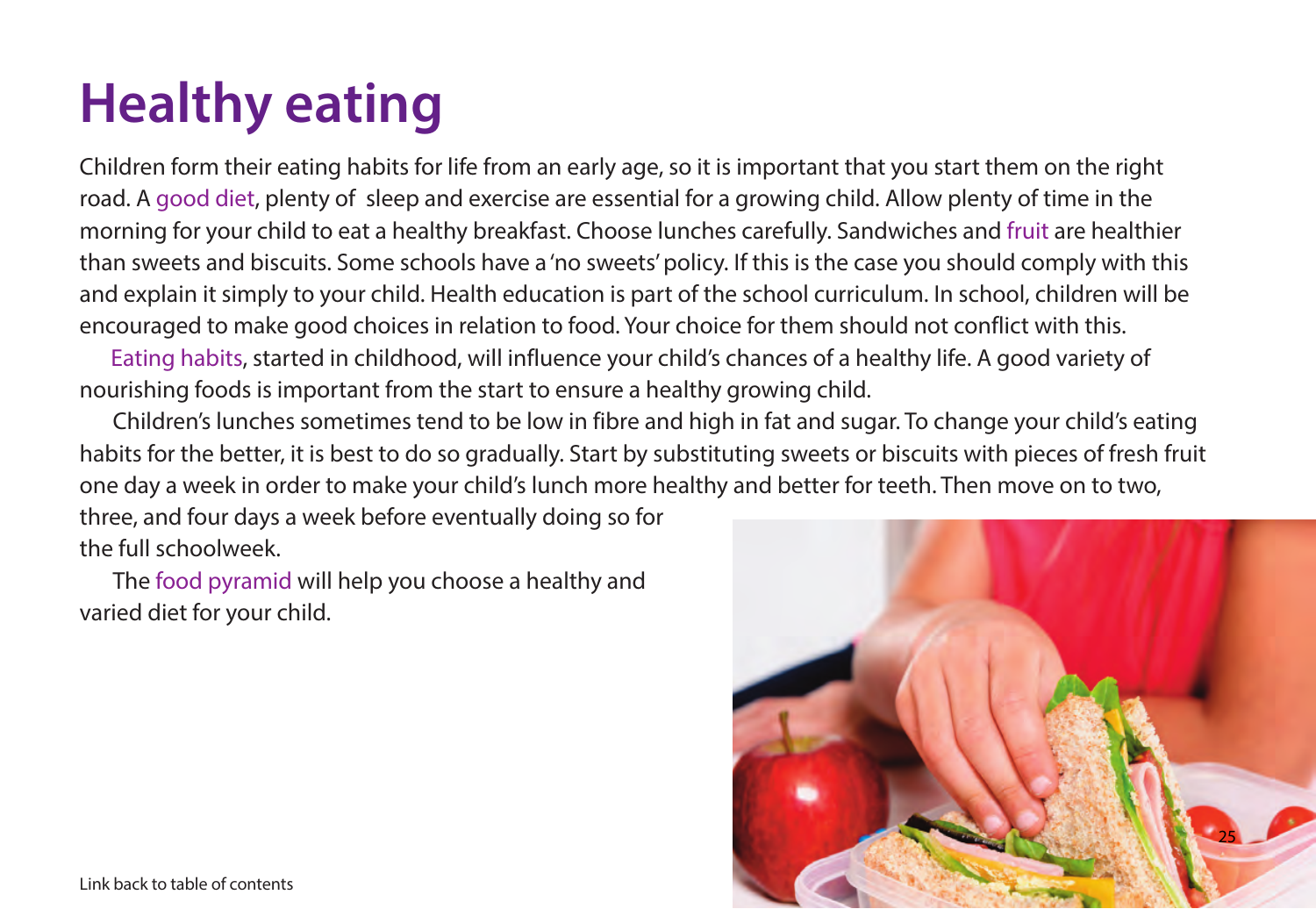# Healthy eating

Children form their eating habits for life from an early age, so it is important that you start them on the right road. A good diet, plenty of sleep and exercise are essential for a growing child. Allow plenty of time in the morning for your child to eat a healthy breakfast. Choose lunches carefully. Sandwiches and fruit are healthier than sweets and biscuits. Some schools have a 'no sweets' policy. If this is the case you should comply with this and explain it simply to your child. Health education is part of the school curriculum. In school, children will be encouraged to make good choices in relation to food. Your choice for them should not conflict with this.

Eating habits, started in childhood, will influence your child's chances of a healthy life. A good variety of nourishing foods is important from the start to ensure a healthy growing child.

Children's lunches sometimes tend to be low in fibre and high in fat and sugar. To change your child's eating habits for the better, it is best to do so gradually. Start by substituting sweets or biscuits with pieces of fresh fruit one day a week in order to make your child's lunch more healthy and better for teeth. Then move on to two, three, and four days a week before eventually doing so for the full schoolweek.

The food pyramid will help you choose a healthy and varied diet for your child.

Link back to table of contents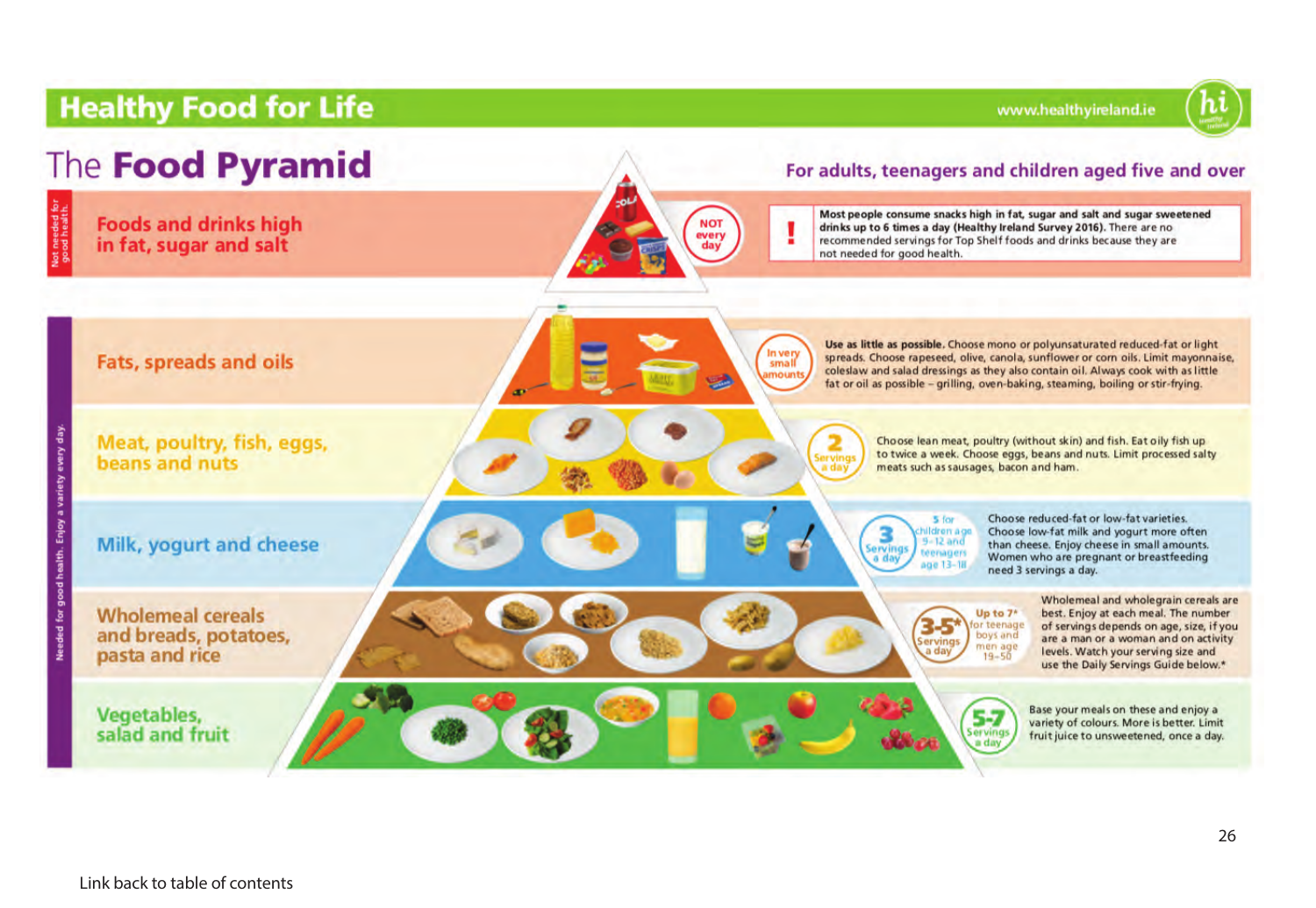## Healthy Food for Life

www.healthyireland.ie

# The Food Pyramid

**For adults, teenagers and children aged five and over**

*Not needed for good health.*

### Foods and drinks high in fat, sugar and salt

**NOT every day**

**Most people consume snacks high in fat, sugar and salt and sugar sweetened drinks up to 6 times a day (Healthy Ireland Survey 2016).** There are no recommended servings for Top Shelf foods and drinks because they are not needed for good health.

*Needed for good health. Enjoy a variety every day.*

### Fats, spreads and oils

**In very small amounts**

**Use as little as possible.** Choose mono or polyunsaturated reduced-fat or light spreads. Choose rapeseed, olive, canola, sunflower or corn oils. Limit mayonnaise, coleslaw and salad dressings as they also contain oil. Always cook with as little fat or oil as possible – grilling, oven-baking, steaming, boiling or stir-frying.

### Meat, poultry, fish, eggs, beans and nuts

**2 Servings a day**

Choose lean meat, poultry (without skin) and fish. Eat oily fish up to twice a week. Choose eggs, beans and nuts. Limit processed salty meats such as sausages, bacon and ham.

### Milk, yogurt and cheese

**3 Servings a day** (5 for children age 9–12 and teenagers age 13–18)

Choose reduced-fat or low-fat varieties. Choose low-fat milk and yogurt more often than cheese. Enjoy cheese in small amounts. Women who are pregnant or breastfeeding need 3 servings a day.

### Wholemeal cereals and breads, potatoes, pasta and rice

**3-5* Servings a day** (Up to 7* for teenage boys and men age 19–50)

Wholemeal and wholegrain cereals are best. Enjoy at each meal. The number of servings depends on age, size, if you are a man or a woman and on activity levels. Watch your serving size and use the Daily Servings Guide below.*

### Vegetables, salad and fruit

**5-7 Servings a day**

Base your meals on these and enjoy a variety of colours. More is better. Limit fruit juice to unsweetened, once a day.

Link back to table of contents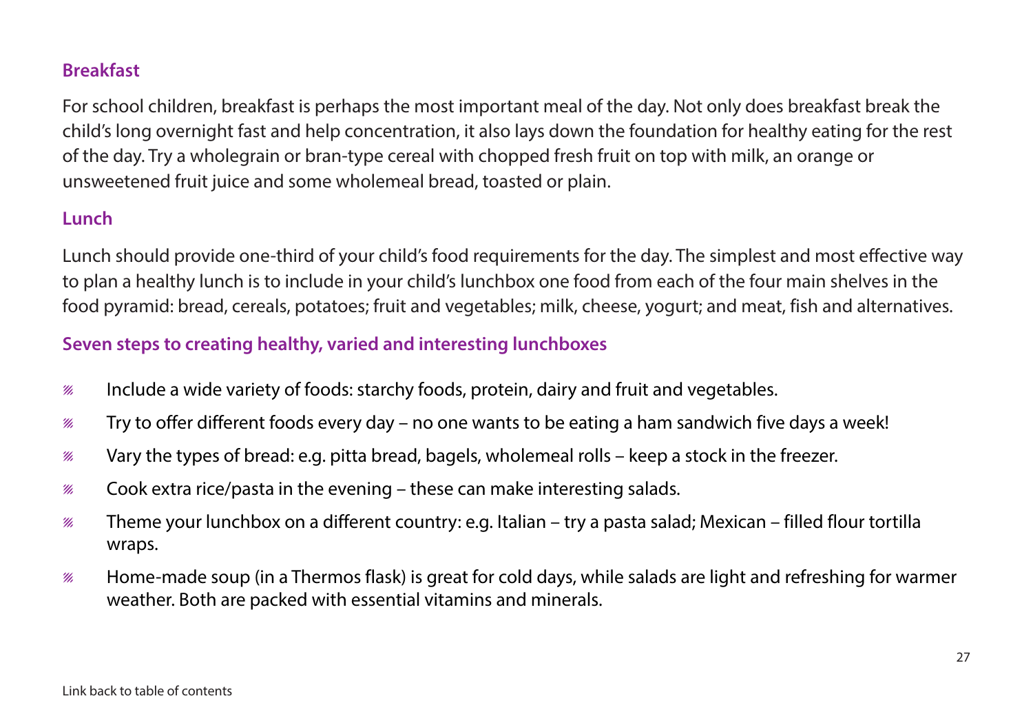### Breakfast

For school children, breakfast is perhaps the most important meal of the day. Not only does breakfast break the child's long overnight fast and help concentration, it also lays down the foundation for healthy eating for the rest of the day. Try a wholegrain or bran-type cereal with chopped fresh fruit on top with milk, an orange or unsweetened fruit juice and some wholemeal bread, toasted or plain.

### Lunch

Lunch should provide one-third of your child's food requirements for the day. The simplest and most effective way to plan a healthy lunch is to include in your child's lunchbox one food from each of the four main shelves in the food pyramid: bread, cereals, potatoes; fruit and vegetables; milk, cheese, yogurt; and meat, fish and alternatives.

### Seven steps to creating healthy, varied and interesting lunchboxes

- Include a wide variety of foods: starchy foods, protein, dairy and fruit and vegetables.
- Try to offer different foods every day – no one wants to be eating a ham sandwich five days a week!
- Vary the types of bread: e.g. pitta bread, bagels, wholemeal rolls – keep a stock in the freezer.
- Cook extra rice/pasta in the evening – these can make interesting salads.
- Theme your lunchbox on a different country: e.g. Italian – try a pasta salad; Mexican – filled flour tortilla wraps.
- Home-made soup (in a Thermos flask) is great for cold days, while salads are light and refreshing for warmer weather. Both are packed with essential vitamins and minerals.

Link back to table of contents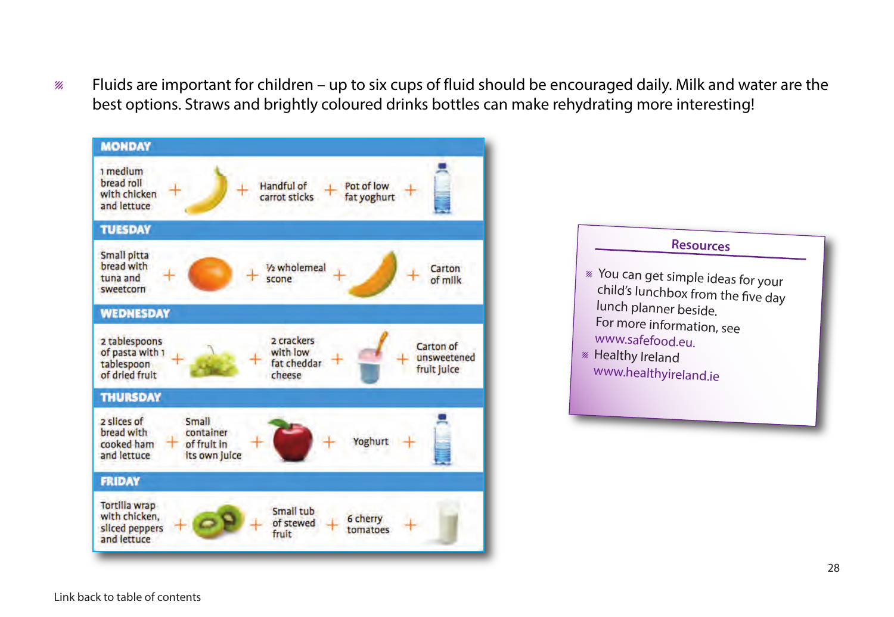- Fluids are important for children – up to six cups of fluid should be encouraged daily. Milk and water are the best options. Straws and brightly coloured drinks bottles can make rehydrating more interesting!

**MONDAY**

1 medium bread roll with chicken and lettuce + + Handful of carrot sticks + Pot of low fat yoghurt +

**TUESDAY**

Small pitta bread with tuna and sweetcorn + + ½ wholemeal scone + + Carton of milk

**WEDNESDAY**

2 tablespoons of pasta with 1 tablespoon of dried fruit + + 2 crackers with low fat cheddar cheese + + Carton of unsweetened fruit juice

**THURSDAY**

2 slices of bread with cooked ham and lettuce + Small container of fruit in its own juice + + Yoghurt +

**FRIDAY**

Tortilla wrap with chicken, sliced peppers and lettuce + + Small tub of stewed fruit + 6 cherry tomatoes +

**Resources**

- You can get simple ideas for your child's lunchbox from the five day lunch planner beside. For more information, see www.safefood.eu.
- Healthy Ireland www.healthyireland.ie

Link back to table of contents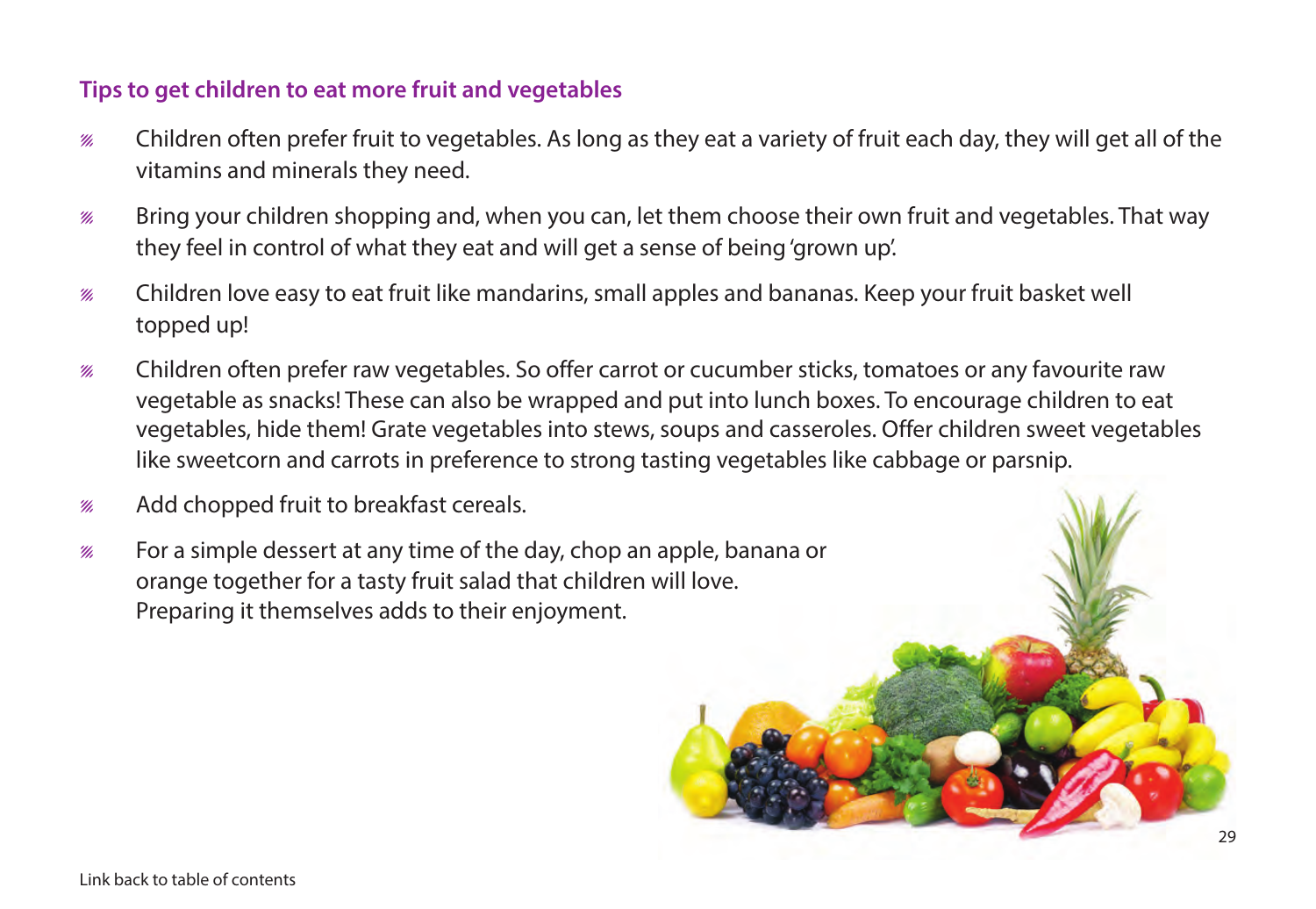### Tips to get children to eat more fruit and vegetables

- Children often prefer fruit to vegetables. As long as they eat a variety of fruit each day, they will get all of the vitamins and minerals they need.
- Bring your children shopping and, when you can, let them choose their own fruit and vegetables. That way they feel in control of what they eat and will get a sense of being 'grown up'.
- Children love easy to eat fruit like mandarins, small apples and bananas. Keep your fruit basket well topped up!
- Children often prefer raw vegetables. So offer carrot or cucumber sticks, tomatoes or any favourite raw vegetable as snacks! These can also be wrapped and put into lunch boxes. To encourage children to eat vegetables, hide them! Grate vegetables into stews, soups and casseroles. Offer children sweet vegetables like sweetcorn and carrots in preference to strong tasting vegetables like cabbage or parsnip.
- Add chopped fruit to breakfast cereals.
- For a simple dessert at any time of the day, chop an apple, banana or orange together for a tasty fruit salad that children will love. Preparing it themselves adds to their enjoyment.

Link back to table of contents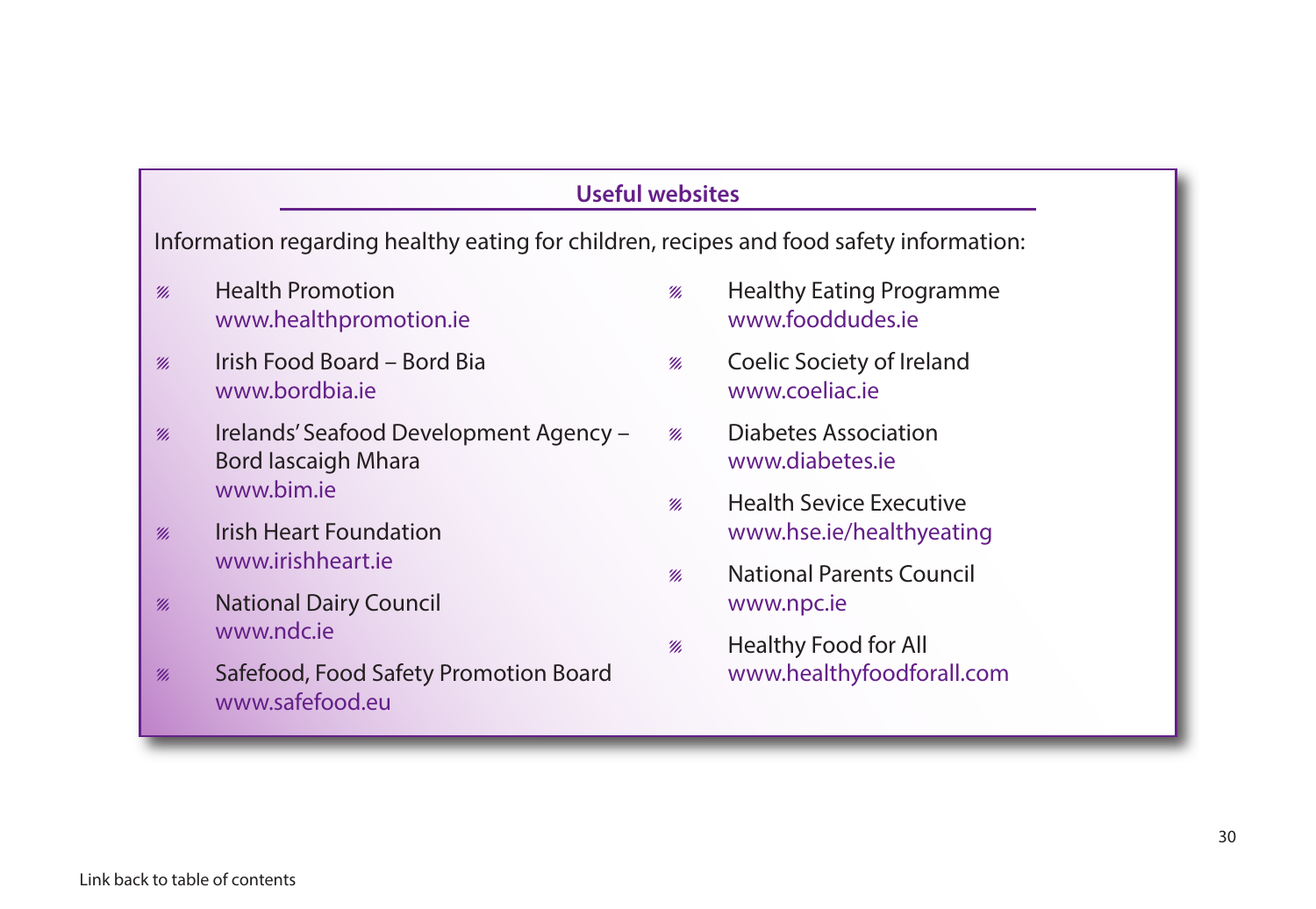## Useful websites

Information regarding healthy eating for children, recipes and food safety information:

- Health Promotion
  www.healthpromotion.ie
- Irish Food Board – Bord Bia
  www.bordbia.ie
- Irelands' Seafood Development Agency – Bord Iascaigh Mhara
  www.bim.ie
- Irish Heart Foundation
  www.irishheart.ie
- National Dairy Council
  www.ndc.ie
- Safefood, Food Safety Promotion Board
  www.safefood.eu
- Healthy Eating Programme
  www.fooddudes.ie
- Coelic Society of Ireland
  www.coeliac.ie
- Diabetes Association
  www.diabetes.ie
- Health Sevice Executive
  www.hse.ie/healthyeating
- National Parents Council
  www.npc.ie
- Healthy Food for All
  www.healthyfoodforall.com

Link back to table of contents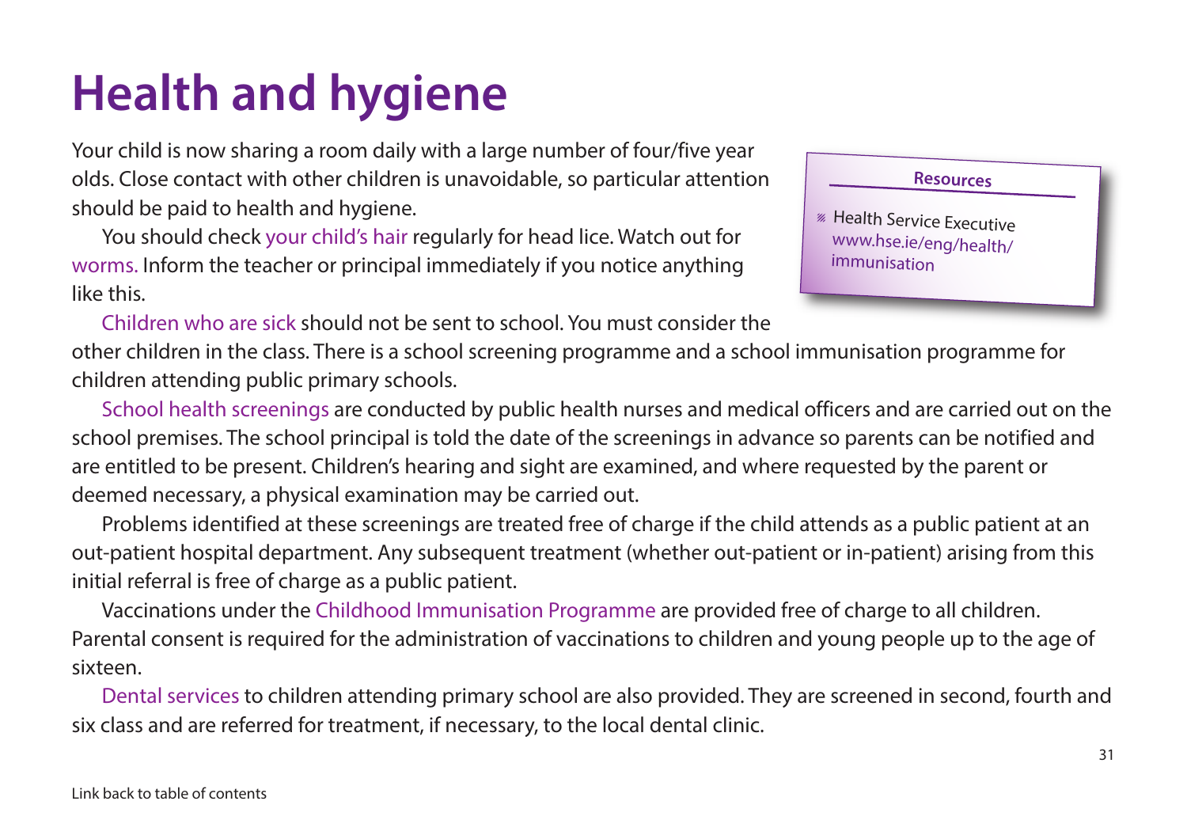# Health and hygiene

Your child is now sharing a room daily with a large number of four/five year olds. Close contact with other children is unavoidable, so particular attention should be paid to health and hygiene.

You should check your child's hair regularly for head lice. Watch out for worms. Inform the teacher or principal immediately if you notice anything like this.

Children who are sick should not be sent to school. You must consider the other children in the class. There is a school screening programme and a school immunisation programme for children attending public primary schools.

School health screenings are conducted by public health nurses and medical officers and are carried out on the school premises. The school principal is told the date of the screenings in advance so parents can be notified and are entitled to be present. Children's hearing and sight are examined, and where requested by the parent or deemed necessary, a physical examination may be carried out.

Problems identified at these screenings are treated free of charge if the child attends as a public patient at an out-patient hospital department. Any subsequent treatment (whether out-patient or in-patient) arising from this initial referral is free of charge as a public patient.

Vaccinations under the Childhood Immunisation Programme are provided free of charge to all children. Parental consent is required for the administration of vaccinations to children and young people up to the age of sixteen.

Dental services to children attending primary school are also provided. They are screened in second, fourth and six class and are referred for treatment, if necessary, to the local dental clinic.

**Resources**

- Health Service Executive
  www.hse.ie/eng/health/immunisation

Link back to table of contents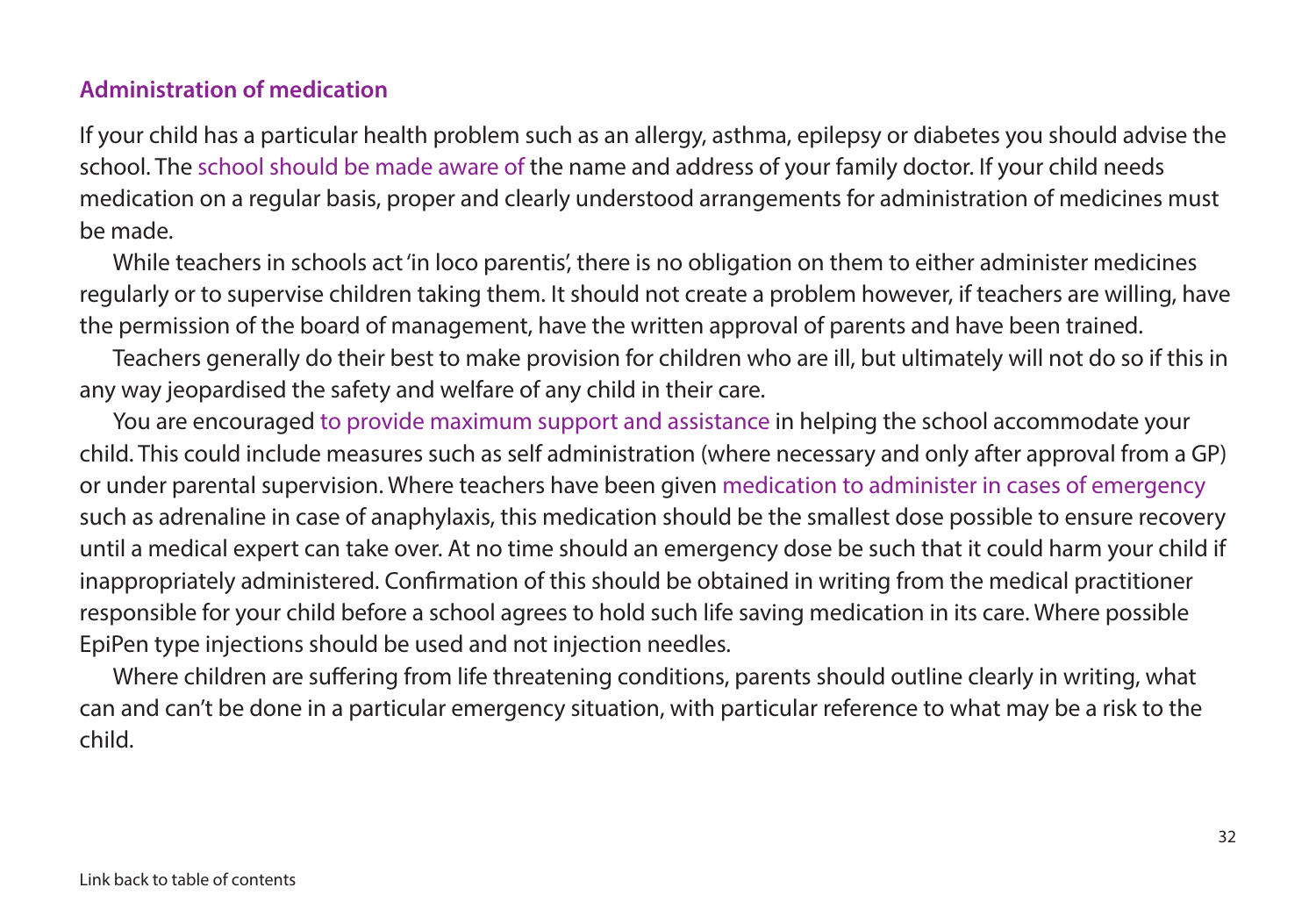## Administration of medication

If your child has a particular health problem such as an allergy, asthma, epilepsy or diabetes you should advise the school. The school should be made aware of the name and address of your family doctor. If your child needs medication on a regular basis, proper and clearly understood arrangements for administration of medicines must be made.

While teachers in schools act 'in loco parentis', there is no obligation on them to either administer medicines regularly or to supervise children taking them. It should not create a problem however, if teachers are willing, have the permission of the board of management, have the written approval of parents and have been trained.

Teachers generally do their best to make provision for children who are ill, but ultimately will not do so if this in any way jeopardised the safety and welfare of any child in their care.

You are encouraged to provide maximum support and assistance in helping the school accommodate your child. This could include measures such as self administration (where necessary and only after approval from a GP) or under parental supervision. Where teachers have been given medication to administer in cases of emergency such as adrenaline in case of anaphylaxis, this medication should be the smallest dose possible to ensure recovery until a medical expert can take over. At no time should an emergency dose be such that it could harm your child if inappropriately administered. Confirmation of this should be obtained in writing from the medical practitioner responsible for your child before a school agrees to hold such life saving medication in its care. Where possible EpiPen type injections should be used and not injection needles.

Where children are suffering from life threatening conditions, parents should outline clearly in writing, what can and can't be done in a particular emergency situation, with particular reference to what may be a risk to the child.

Link back to table of contents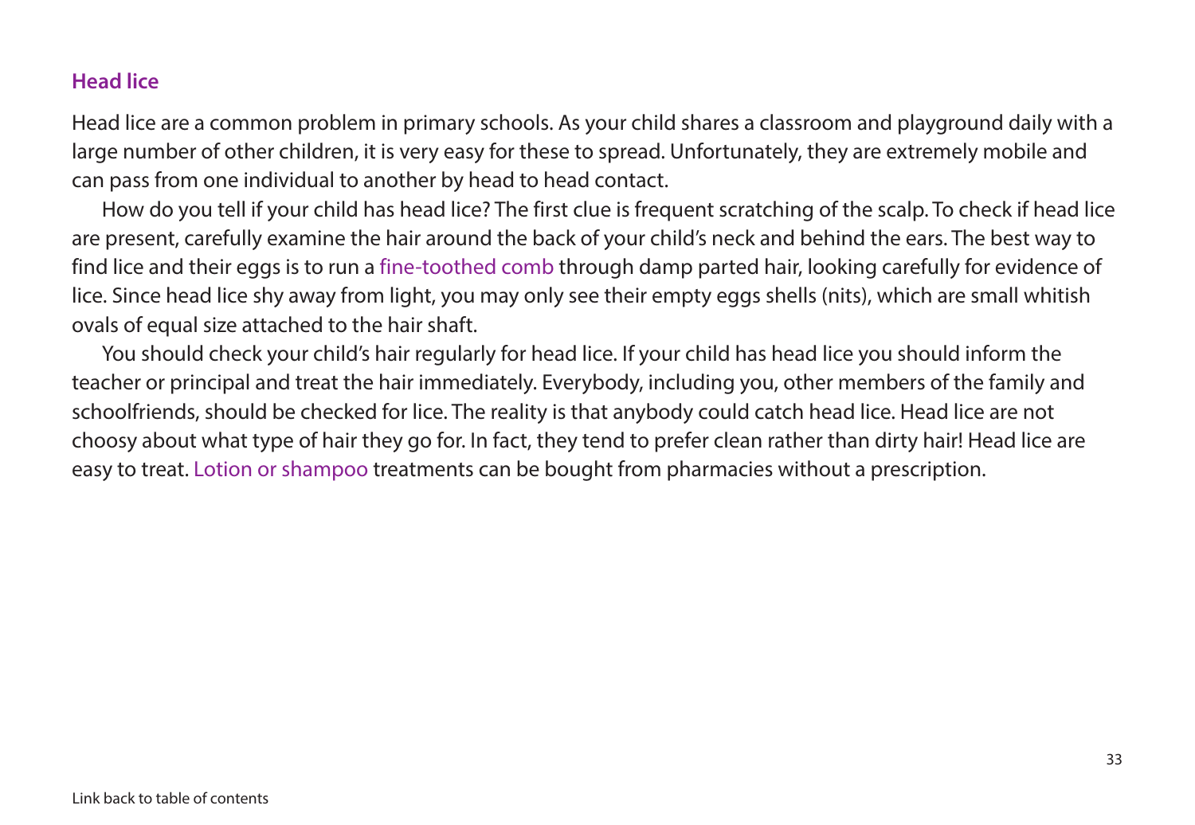## Head lice

Head lice are a common problem in primary schools. As your child shares a classroom and playground daily with a large number of other children, it is very easy for these to spread. Unfortunately, they are extremely mobile and can pass from one individual to another by head to head contact.

How do you tell if your child has head lice? The first clue is frequent scratching of the scalp. To check if head lice are present, carefully examine the hair around the back of your child's neck and behind the ears. The best way to find lice and their eggs is to run a fine-toothed comb through damp parted hair, looking carefully for evidence of lice. Since head lice shy away from light, you may only see their empty eggs shells (nits), which are small whitish ovals of equal size attached to the hair shaft.

You should check your child's hair regularly for head lice. If your child has head lice you should inform the teacher or principal and treat the hair immediately. Everybody, including you, other members of the family and schoolfriends, should be checked for lice. The reality is that anybody could catch head lice. Head lice are not choosy about what type of hair they go for. In fact, they tend to prefer clean rather than dirty hair! Head lice are easy to treat. Lotion or shampoo treatments can be bought from pharmacies without a prescription.

Link back to table of contents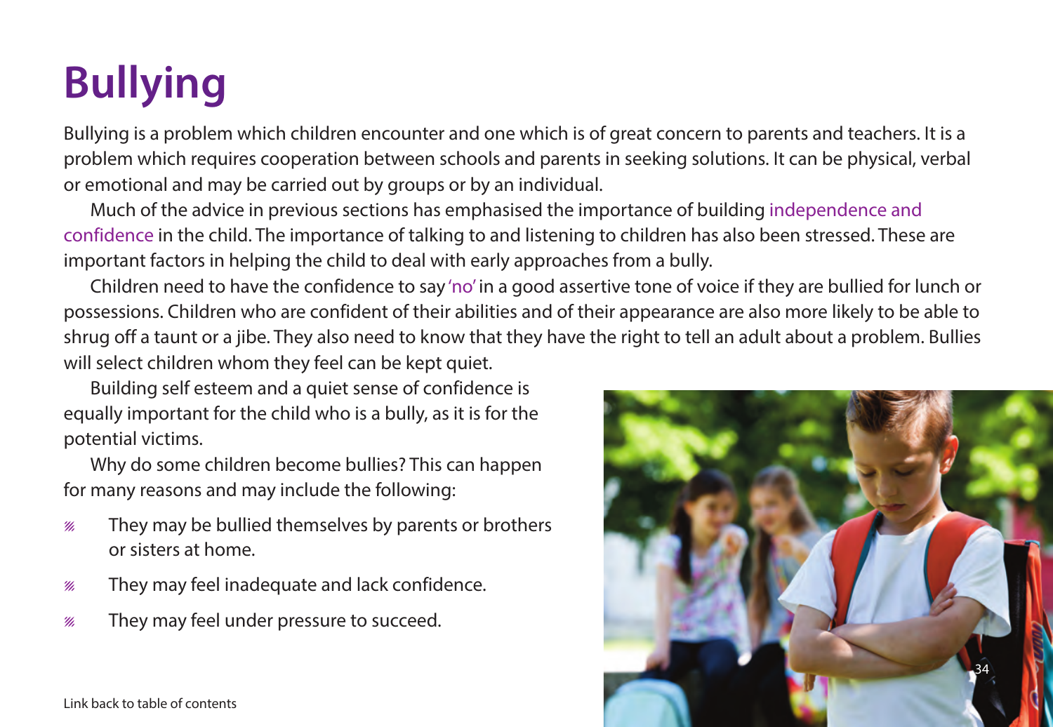# Bullying

Bullying is a problem which children encounter and one which is of great concern to parents and teachers. It is a problem which requires cooperation between schools and parents in seeking solutions. It can be physical, verbal or emotional and may be carried out by groups or by an individual.

Much of the advice in previous sections has emphasised the importance of building independence and confidence in the child. The importance of talking to and listening to children has also been stressed. These are important factors in helping the child to deal with early approaches from a bully.

Children need to have the confidence to say 'no' in a good assertive tone of voice if they are bullied for lunch or possessions. Children who are confident of their abilities and of their appearance are also more likely to be able to shrug off a taunt or a jibe. They also need to know that they have the right to tell an adult about a problem. Bullies will select children whom they feel can be kept quiet.

Building self esteem and a quiet sense of confidence is equally important for the child who is a bully, as it is for the potential victims.

Why do some children become bullies? This can happen for many reasons and may include the following:

- They may be bullied themselves by parents or brothers or sisters at home.
- They may feel inadequate and lack confidence.
- They may feel under pressure to succeed.

Link back to table of contents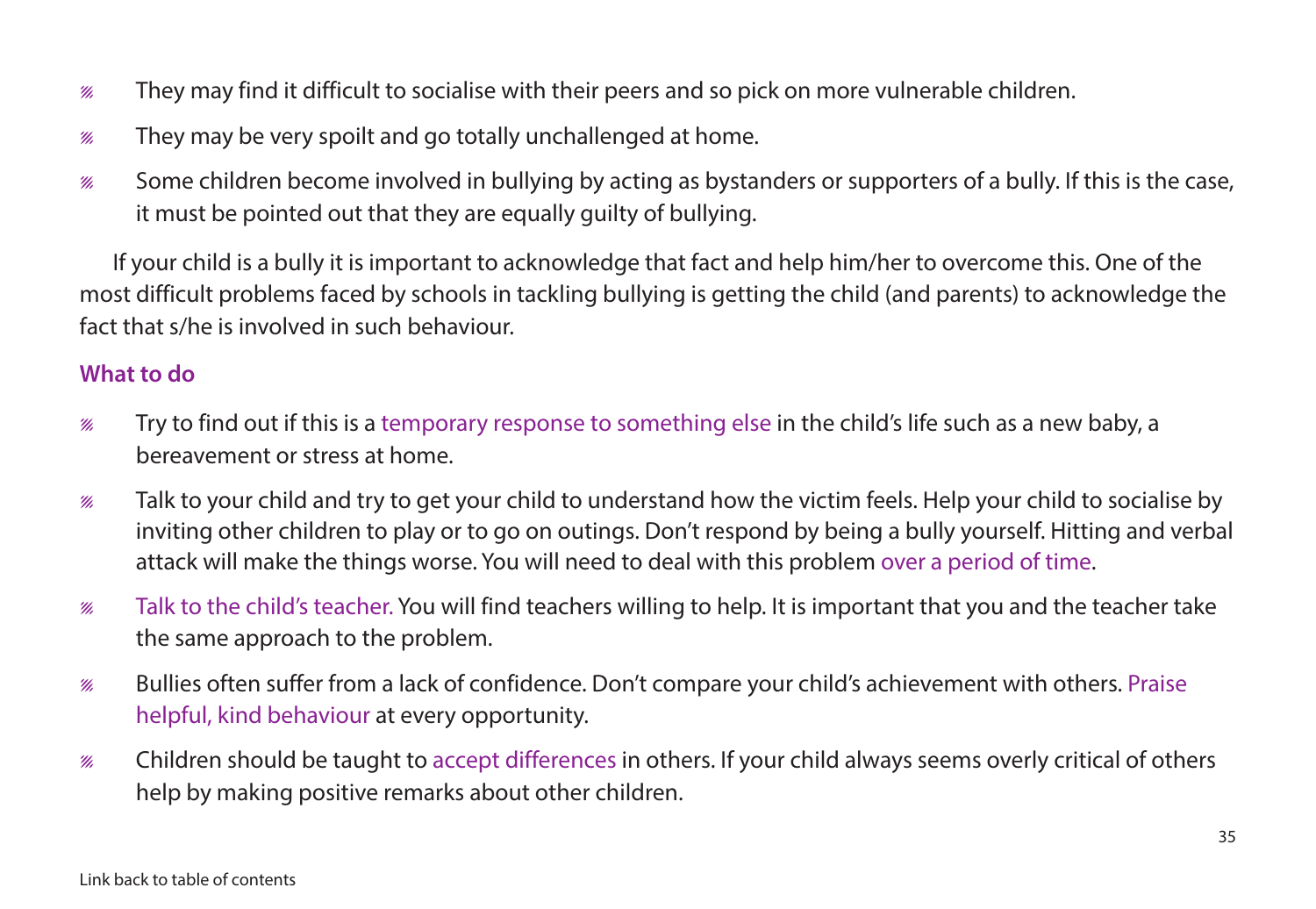- They may find it difficult to socialise with their peers and so pick on more vulnerable children.
- They may be very spoilt and go totally unchallenged at home.
- Some children become involved in bullying by acting as bystanders or supporters of a bully. If this is the case, it must be pointed out that they are equally guilty of bullying.

If your child is a bully it is important to acknowledge that fact and help him/her to overcome this. One of the most difficult problems faced by schools in tackling bullying is getting the child (and parents) to acknowledge the fact that s/he is involved in such behaviour.

**What to do**

- Try to find out if this is a temporary response to something else in the child's life such as a new baby, a bereavement or stress at home.
- Talk to your child and try to get your child to understand how the victim feels. Help your child to socialise by inviting other children to play or to go on outings. Don't respond by being a bully yourself. Hitting and verbal attack will make the things worse. You will need to deal with this problem over a period of time.
- Talk to the child's teacher. You will find teachers willing to help. It is important that you and the teacher take the same approach to the problem.
- Bullies often suffer from a lack of confidence. Don't compare your child's achievement with others. Praise helpful, kind behaviour at every opportunity.
- Children should be taught to accept differences in others. If your child always seems overly critical of others help by making positive remarks about other children.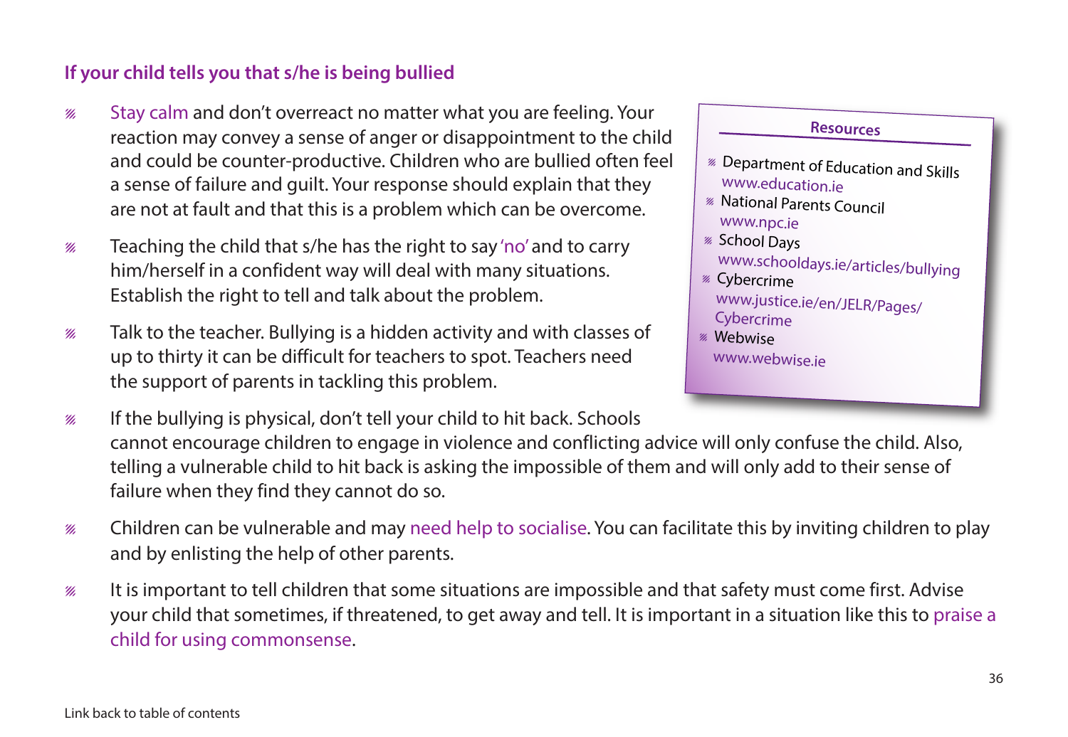### If your child tells you that s/he is being bullied

- Stay calm and don't overreact no matter what you are feeling. Your reaction may convey a sense of anger or disappointment to the child and could be counter-productive. Children who are bullied often feel a sense of failure and guilt. Your response should explain that they are not at fault and that this is a problem which can be overcome.

- Teaching the child that s/he has the right to say 'no' and to carry him/herself in a confident way will deal with many situations. Establish the right to tell and talk about the problem.

- Talk to the teacher. Bullying is a hidden activity and with classes of up to thirty it can be difficult for teachers to spot. Teachers need the support of parents in tackling this problem.

- If the bullying is physical, don't tell your child to hit back. Schools cannot encourage children to engage in violence and conflicting advice will only confuse the child. Also, telling a vulnerable child to hit back is asking the impossible of them and will only add to their sense of failure when they find they cannot do so.

- Children can be vulnerable and may need help to socialise. You can facilitate this by inviting children to play and by enlisting the help of other parents.

- It is important to tell children that some situations are impossible and that safety must come first. Advise your child that sometimes, if threatened, to get away and tell. It is important in a situation like this to praise a child for using commonsense.

**Resources**

- Department of Education and Skills
  www.education.ie
- National Parents Council
  www.npc.ie
- School Days
  www.schooldays.ie/articles/bullying
- Cybercrime
  www.justice.ie/en/JELR/Pages/Cybercrime
- Webwise
  www.webwise.ie

Link back to table of contents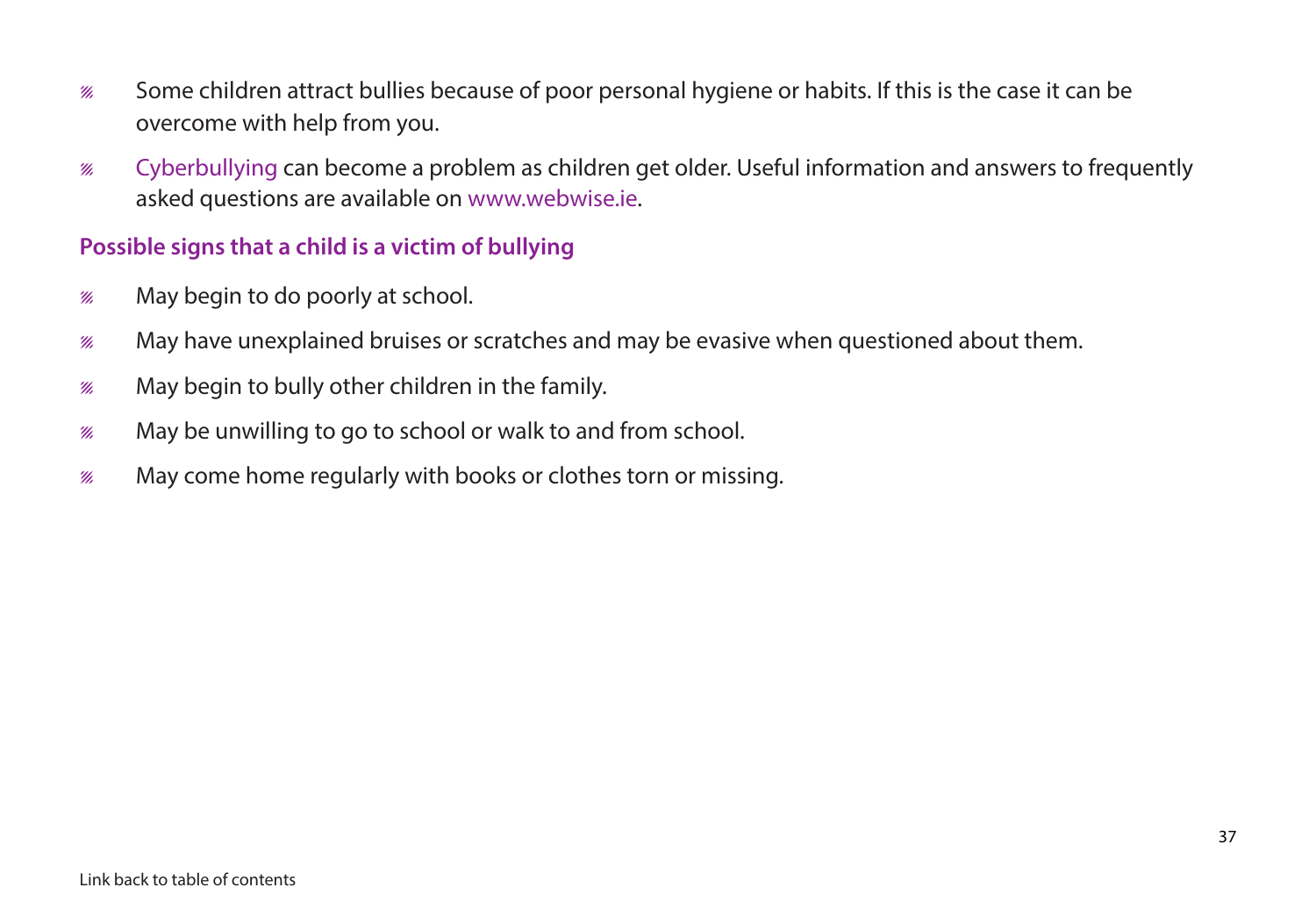- Some children attract bullies because of poor personal hygiene or habits. If this is the case it can be overcome with help from you.
- Cyberbullying can become a problem as children get older. Useful information and answers to frequently asked questions are available on www.webwise.ie.

### Possible signs that a child is a victim of bullying

- May begin to do poorly at school.
- May have unexplained bruises or scratches and may be evasive when questioned about them.
- May begin to bully other children in the family.
- May be unwilling to go to school or walk to and from school.
- May come home regularly with books or clothes torn or missing.

Link back to table of contents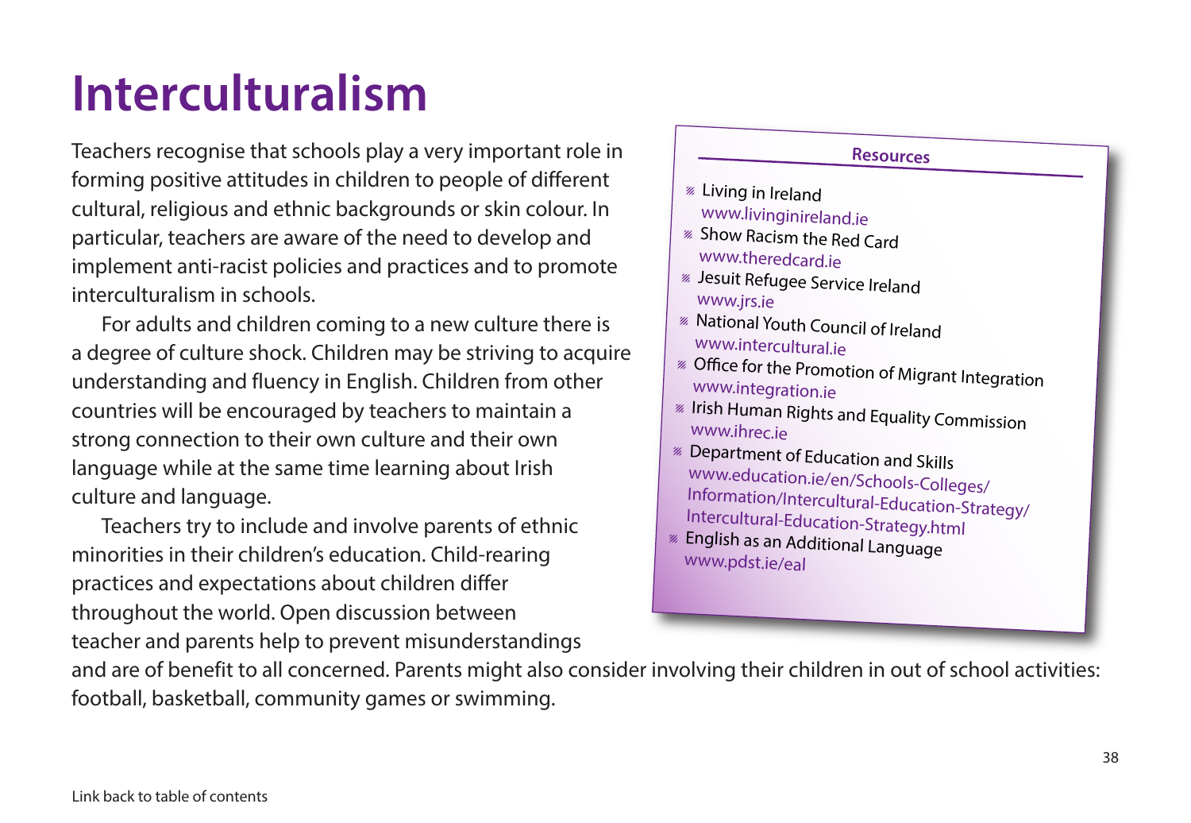# Interculturalism

Teachers recognise that schools play a very important role in forming positive attitudes in children to people of different cultural, religious and ethnic backgrounds or skin colour. In particular, teachers are aware of the need to develop and implement anti-racist policies and practices and to promote interculturalism in schools.

For adults and children coming to a new culture there is a degree of culture shock. Children may be striving to acquire understanding and fluency in English. Children from other countries will be encouraged by teachers to maintain a strong connection to their own culture and their own language while at the same time learning about Irish culture and language.

Teachers try to include and involve parents of ethnic minorities in their children's education. Child-rearing practices and expectations about children differ throughout the world. Open discussion between teacher and parents help to prevent misunderstandings and are of benefit to all concerned. Parents might also consider involving their children in out of school activities: football, basketball, community games or swimming.

**Resources**

- Living in Ireland
  www.livinginireland.ie
- Show Racism the Red Card
  www.theredcard.ie
- Jesuit Refugee Service Ireland
  www.jrs.ie
- National Youth Council of Ireland
  www.intercultural.ie
- Office for the Promotion of Migrant Integration
  www.integration.ie
- Irish Human Rights and Equality Commission
  www.ihrec.ie
- Department of Education and Skills
  www.education.ie/en/Schools-Colleges/Information/Intercultural-Education-Strategy/Intercultural-Education-Strategy.html
- English as an Additional Language
  www.pdst.ie/eal

Link back to table of contents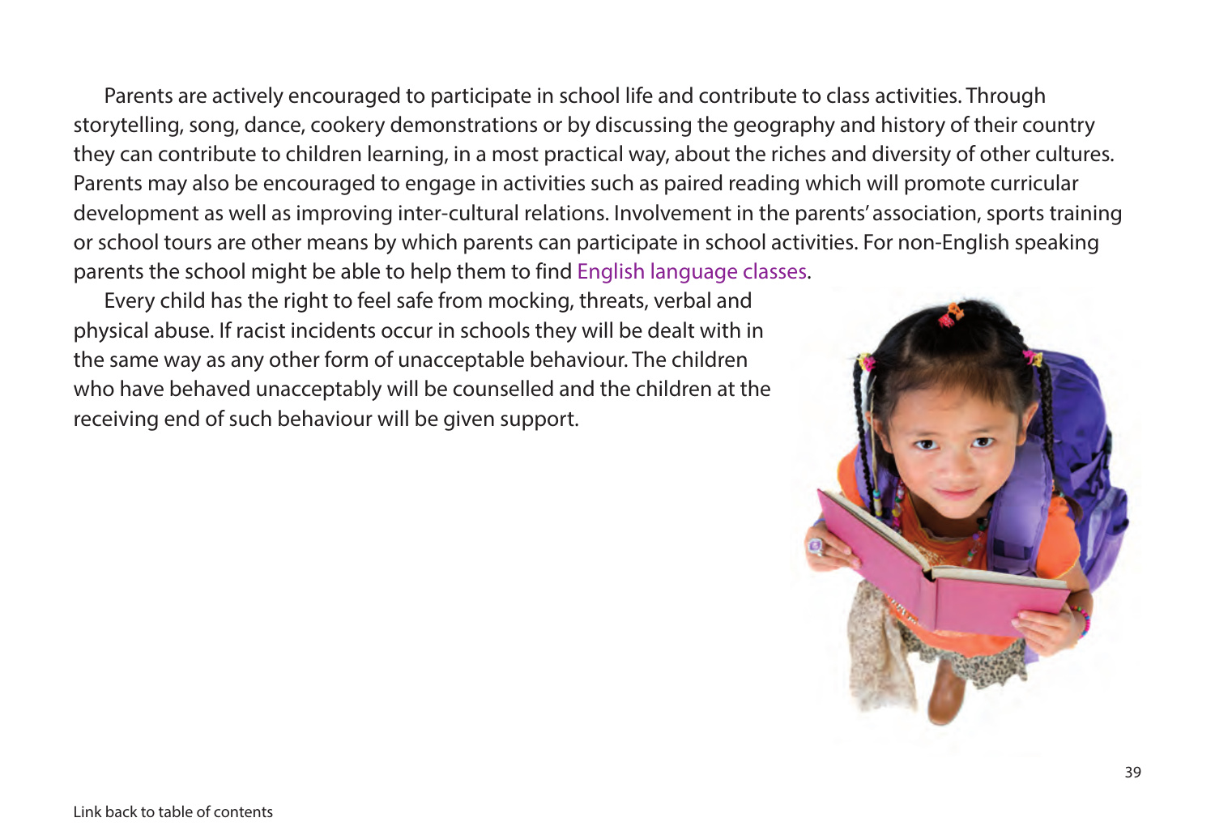Parents are actively encouraged to participate in school life and contribute to class activities. Through storytelling, song, dance, cookery demonstrations or by discussing the geography and history of their country they can contribute to children learning, in a most practical way, about the riches and diversity of other cultures. Parents may also be encouraged to engage in activities such as paired reading which will promote curricular development as well as improving inter-cultural relations. Involvement in the parents' association, sports training or school tours are other means by which parents can participate in school activities. For non-English speaking parents the school might be able to help them to find English language classes.

Every child has the right to feel safe from mocking, threats, verbal and physical abuse. If racist incidents occur in schools they will be dealt with in the same way as any other form of unacceptable behaviour. The children who have behaved unacceptably will be counselled and the children at the receiving end of such behaviour will be given support.

Link back to table of contents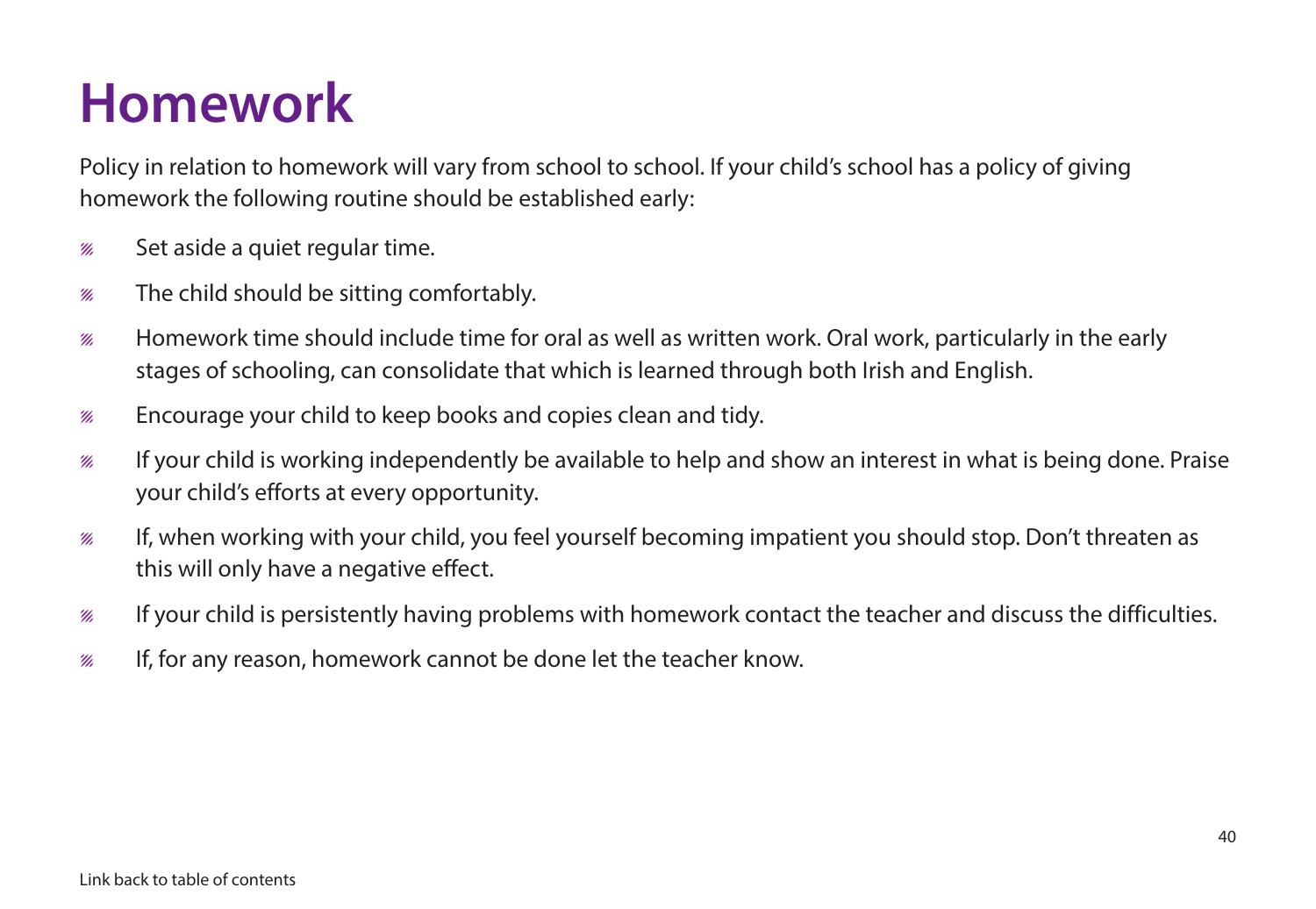# Homework

Policy in relation to homework will vary from school to school. If your child's school has a policy of giving homework the following routine should be established early:

- Set aside a quiet regular time.
- The child should be sitting comfortably.
- Homework time should include time for oral as well as written work. Oral work, particularly in the early stages of schooling, can consolidate that which is learned through both Irish and English.
- Encourage your child to keep books and copies clean and tidy.
- If your child is working independently be available to help and show an interest in what is being done. Praise your child's efforts at every opportunity.
- If, when working with your child, you feel yourself becoming impatient you should stop. Don't threaten as this will only have a negative effect.
- If your child is persistently having problems with homework contact the teacher and discuss the difficulties.
- If, for any reason, homework cannot be done let the teacher know.

Link back to table of contents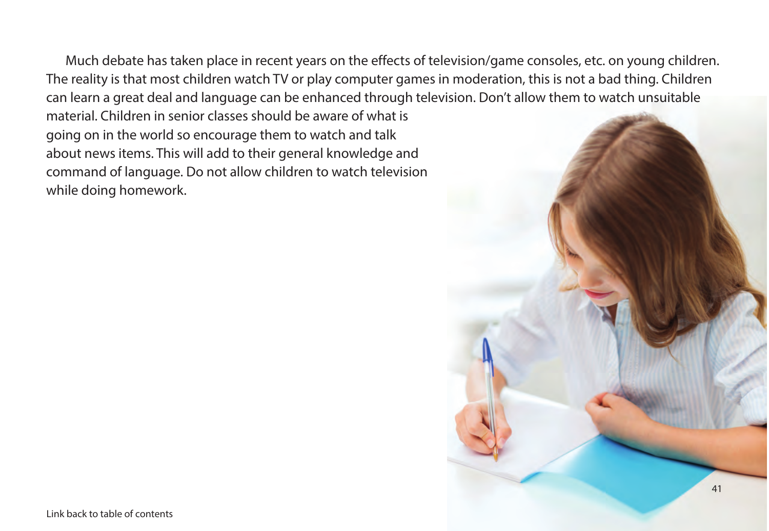Much debate has taken place in recent years on the effects of television/game consoles, etc. on young children. The reality is that most children watch TV or play computer games in moderation, this is not a bad thing. Children can learn a great deal and language can be enhanced through television. Don't allow them to watch unsuitable material. Children in senior classes should be aware of what is going on in the world so encourage them to watch and talk about news items. This will add to their general knowledge and command of language. Do not allow children to watch television while doing homework.

Link back to table of contents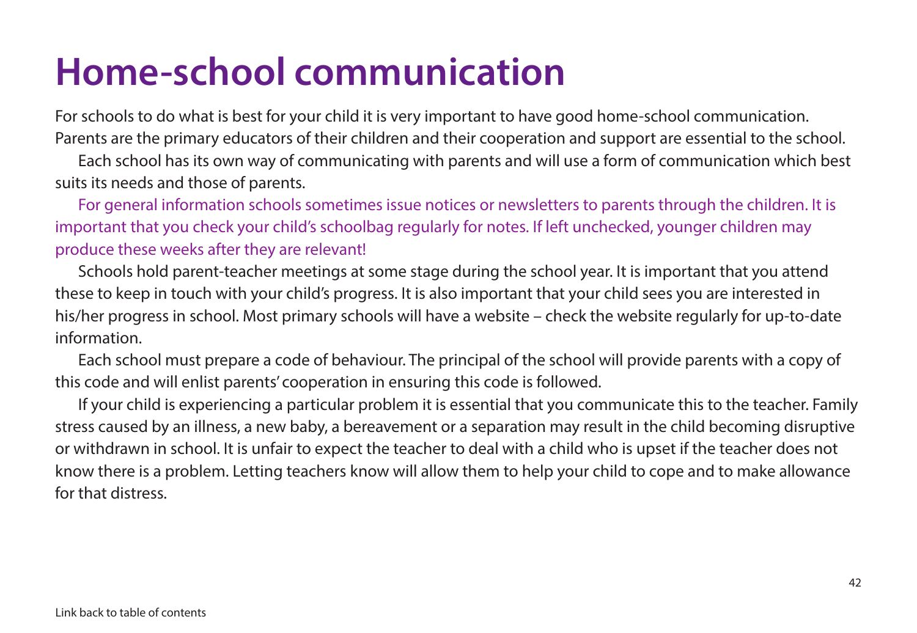# Home-school communication

For schools to do what is best for your child it is very important to have good home-school communication. Parents are the primary educators of their children and their cooperation and support are essential to the school.

Each school has its own way of communicating with parents and will use a form of communication which best suits its needs and those of parents.

For general information schools sometimes issue notices or newsletters to parents through the children. It is important that you check your child's schoolbag regularly for notes. If left unchecked, younger children may produce these weeks after they are relevant!

Schools hold parent-teacher meetings at some stage during the school year. It is important that you attend these to keep in touch with your child's progress. It is also important that your child sees you are interested in his/her progress in school. Most primary schools will have a website – check the website regularly for up-to-date information.

Each school must prepare a code of behaviour. The principal of the school will provide parents with a copy of this code and will enlist parents' cooperation in ensuring this code is followed.

If your child is experiencing a particular problem it is essential that you communicate this to the teacher. Family stress caused by an illness, a new baby, a bereavement or a separation may result in the child becoming disruptive or withdrawn in school. It is unfair to expect the teacher to deal with a child who is upset if the teacher does not know there is a problem. Letting teachers know will allow them to help your child to cope and to make allowance for that distress.

Link back to table of contents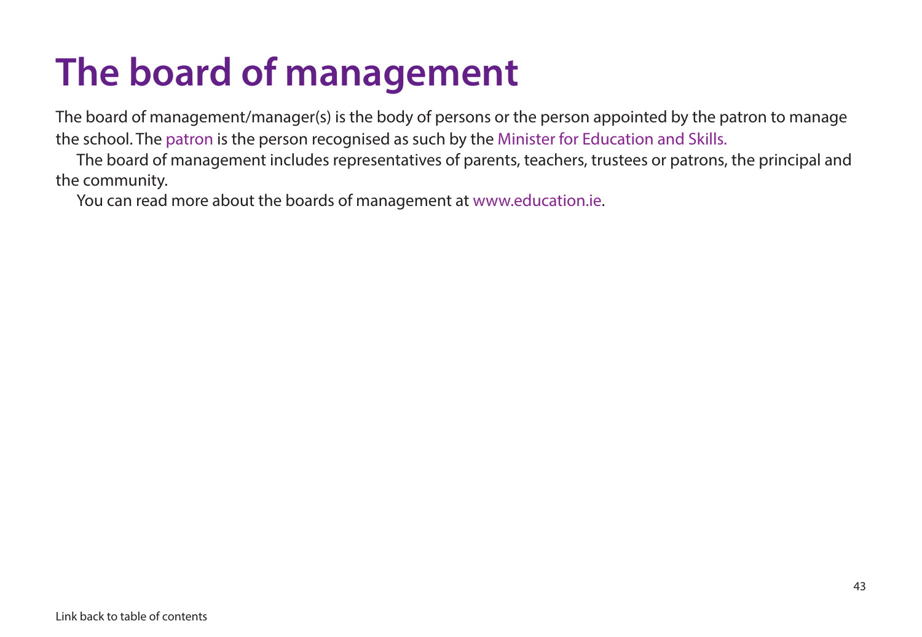# The board of management

The board of management/manager(s) is the body of persons or the person appointed by the patron to manage the school. The patron is the person recognised as such by the Minister for Education and Skills.

The board of management includes representatives of parents, teachers, trustees or patrons, the principal and the community.

You can read more about the boards of management at www.education.ie.

Link back to table of contents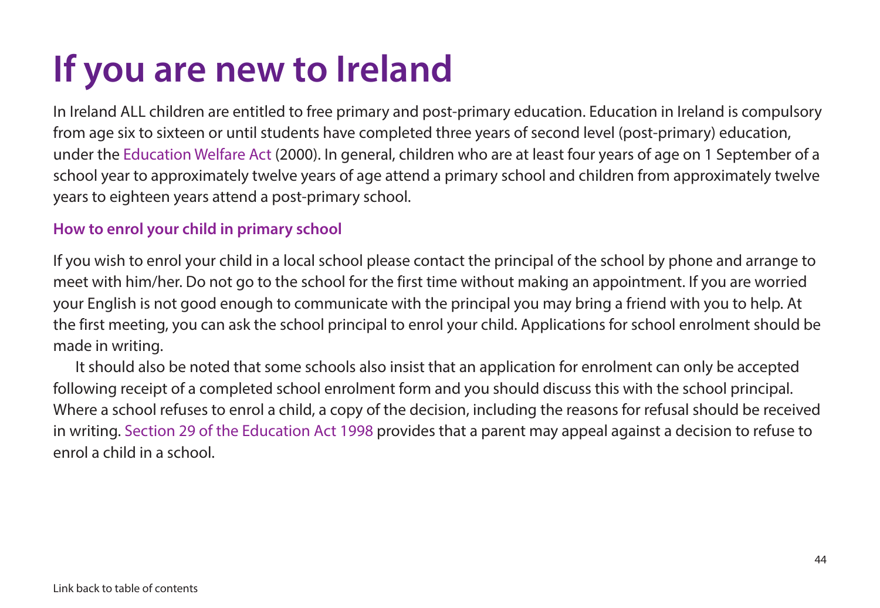# If you are new to Ireland

In Ireland ALL children are entitled to free primary and post-primary education. Education in Ireland is compulsory from age six to sixteen or until students have completed three years of second level (post-primary) education, under the Education Welfare Act (2000). In general, children who are at least four years of age on 1 September of a school year to approximately twelve years of age attend a primary school and children from approximately twelve years to eighteen years attend a post-primary school.

### How to enrol your child in primary school

If you wish to enrol your child in a local school please contact the principal of the school by phone and arrange to meet with him/her. Do not go to the school for the first time without making an appointment. If you are worried your English is not good enough to communicate with the principal you may bring a friend with you to help. At the first meeting, you can ask the school principal to enrol your child. Applications for school enrolment should be made in writing.

It should also be noted that some schools also insist that an application for enrolment can only be accepted following receipt of a completed school enrolment form and you should discuss this with the school principal. Where a school refuses to enrol a child, a copy of the decision, including the reasons for refusal should be received in writing. Section 29 of the Education Act 1998 provides that a parent may appeal against a decision to refuse to enrol a child in a school.

Link back to table of contents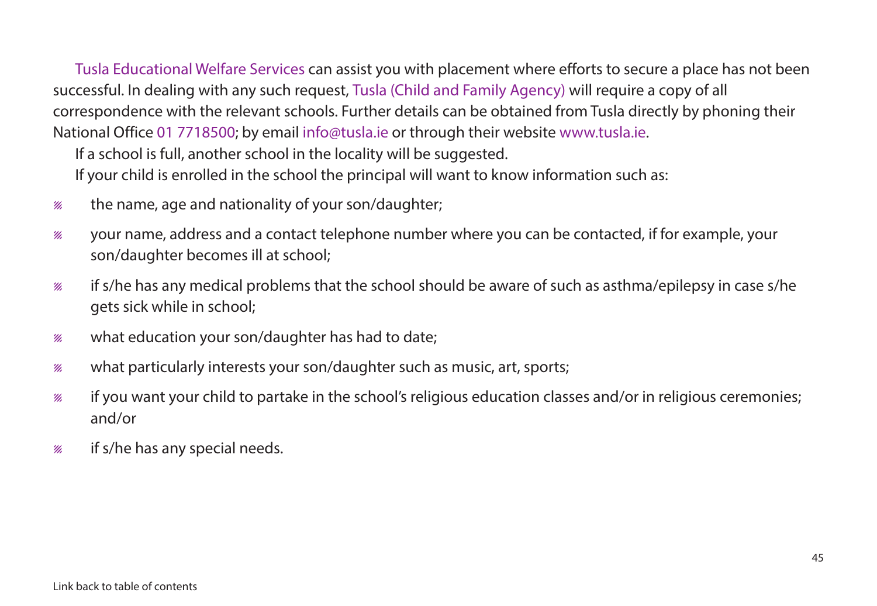Tusla Educational Welfare Services can assist you with placement where efforts to secure a place has not been successful. In dealing with any such request, Tusla (Child and Family Agency) will require a copy of all correspondence with the relevant schools. Further details can be obtained from Tusla directly by phoning their National Office 01 7718500; by email info@tusla.ie or through their website www.tusla.ie.

If a school is full, another school in the locality will be suggested.

If your child is enrolled in the school the principal will want to know information such as:

- the name, age and nationality of your son/daughter;
- your name, address and a contact telephone number where you can be contacted, if for example, your son/daughter becomes ill at school;
- if s/he has any medical problems that the school should be aware of such as asthma/epilepsy in case s/he gets sick while in school;
- what education your son/daughter has had to date;
- what particularly interests your son/daughter such as music, art, sports;
- if you want your child to partake in the school's religious education classes and/or in religious ceremonies; and/or
- if s/he has any special needs.

Link back to table of contents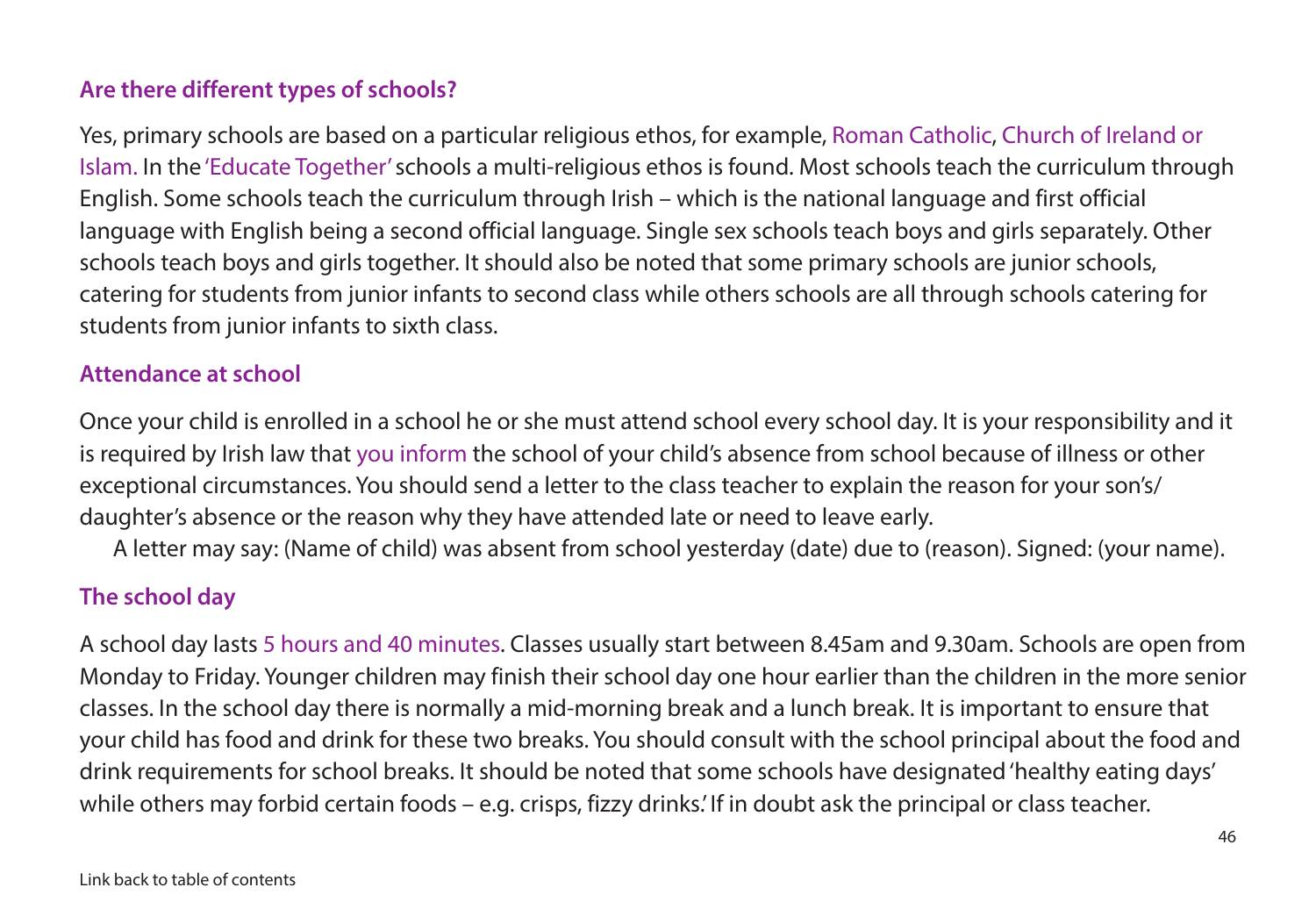## Are there different types of schools?

Yes, primary schools are based on a particular religious ethos, for example, Roman Catholic, Church of Ireland or Islam. In the 'Educate Together' schools a multi-religious ethos is found. Most schools teach the curriculum through English. Some schools teach the curriculum through Irish – which is the national language and first official language with English being a second official language. Single sex schools teach boys and girls separately. Other schools teach boys and girls together. It should also be noted that some primary schools are junior schools, catering for students from junior infants to second class while others schools are all through schools catering for students from junior infants to sixth class.

## Attendance at school

Once your child is enrolled in a school he or she must attend school every school day. It is your responsibility and it is required by Irish law that you inform the school of your child's absence from school because of illness or other exceptional circumstances. You should send a letter to the class teacher to explain the reason for your son's/daughter's absence or the reason why they have attended late or need to leave early.

A letter may say: (Name of child) was absent from school yesterday (date) due to (reason). Signed: (your name).

## The school day

A school day lasts 5 hours and 40 minutes. Classes usually start between 8.45am and 9.30am. Schools are open from Monday to Friday. Younger children may finish their school day one hour earlier than the children in the more senior classes. In the school day there is normally a mid-morning break and a lunch break. It is important to ensure that your child has food and drink for these two breaks. You should consult with the school principal about the food and drink requirements for school breaks. It should be noted that some schools have designated 'healthy eating days' while others may forbid certain foods – e.g. crisps, fizzy drinks.' If in doubt ask the principal or class teacher.

Link back to table of contents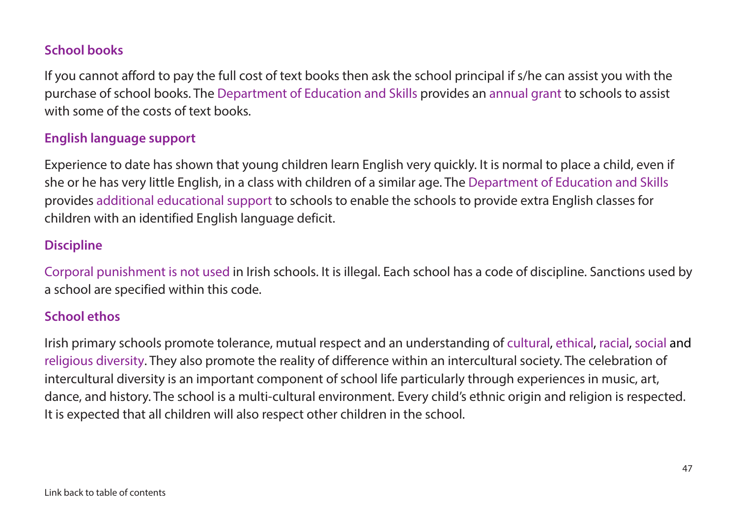### School books

If you cannot afford to pay the full cost of text books then ask the school principal if s/he can assist you with the purchase of school books. The Department of Education and Skills provides an annual grant to schools to assist with some of the costs of text books.

### English language support

Experience to date has shown that young children learn English very quickly. It is normal to place a child, even if she or he has very little English, in a class with children of a similar age. The Department of Education and Skills provides additional educational support to schools to enable the schools to provide extra English classes for children with an identified English language deficit.

### Discipline

Corporal punishment is not used in Irish schools. It is illegal. Each school has a code of discipline. Sanctions used by a school are specified within this code.

### School ethos

Irish primary schools promote tolerance, mutual respect and an understanding of cultural, ethical, racial, social and religious diversity. They also promote the reality of difference within an intercultural society. The celebration of intercultural diversity is an important component of school life particularly through experiences in music, art, dance, and history. The school is a multi-cultural environment. Every child's ethnic origin and religion is respected. It is expected that all children will also respect other children in the school.

Link back to table of contents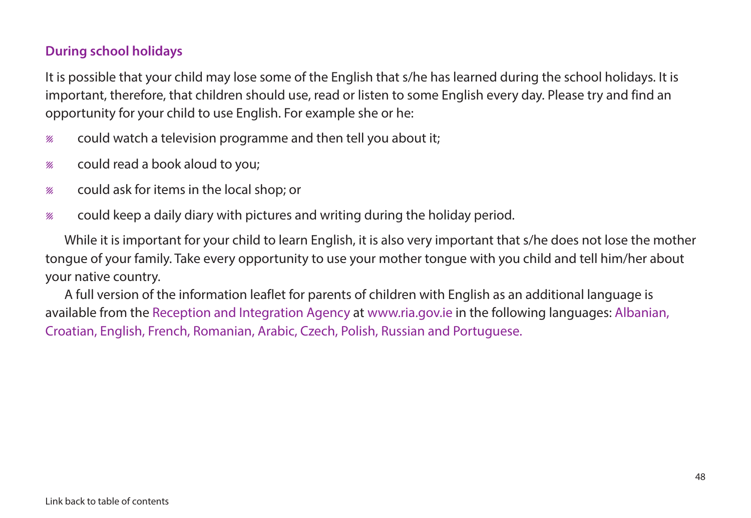### During school holidays

It is possible that your child may lose some of the English that s/he has learned during the school holidays. It is important, therefore, that children should use, read or listen to some English every day. Please try and find an opportunity for your child to use English. For example she or he:

- could watch a television programme and then tell you about it;
- could read a book aloud to you;
- could ask for items in the local shop; or
- could keep a daily diary with pictures and writing during the holiday period.

While it is important for your child to learn English, it is also very important that s/he does not lose the mother tongue of your family. Take every opportunity to use your mother tongue with you child and tell him/her about your native country.

A full version of the information leaflet for parents of children with English as an additional language is available from the Reception and Integration Agency at www.ria.gov.ie in the following languages: Albanian, Croatian, English, French, Romanian, Arabic, Czech, Polish, Russian and Portuguese.

Link back to table of contents